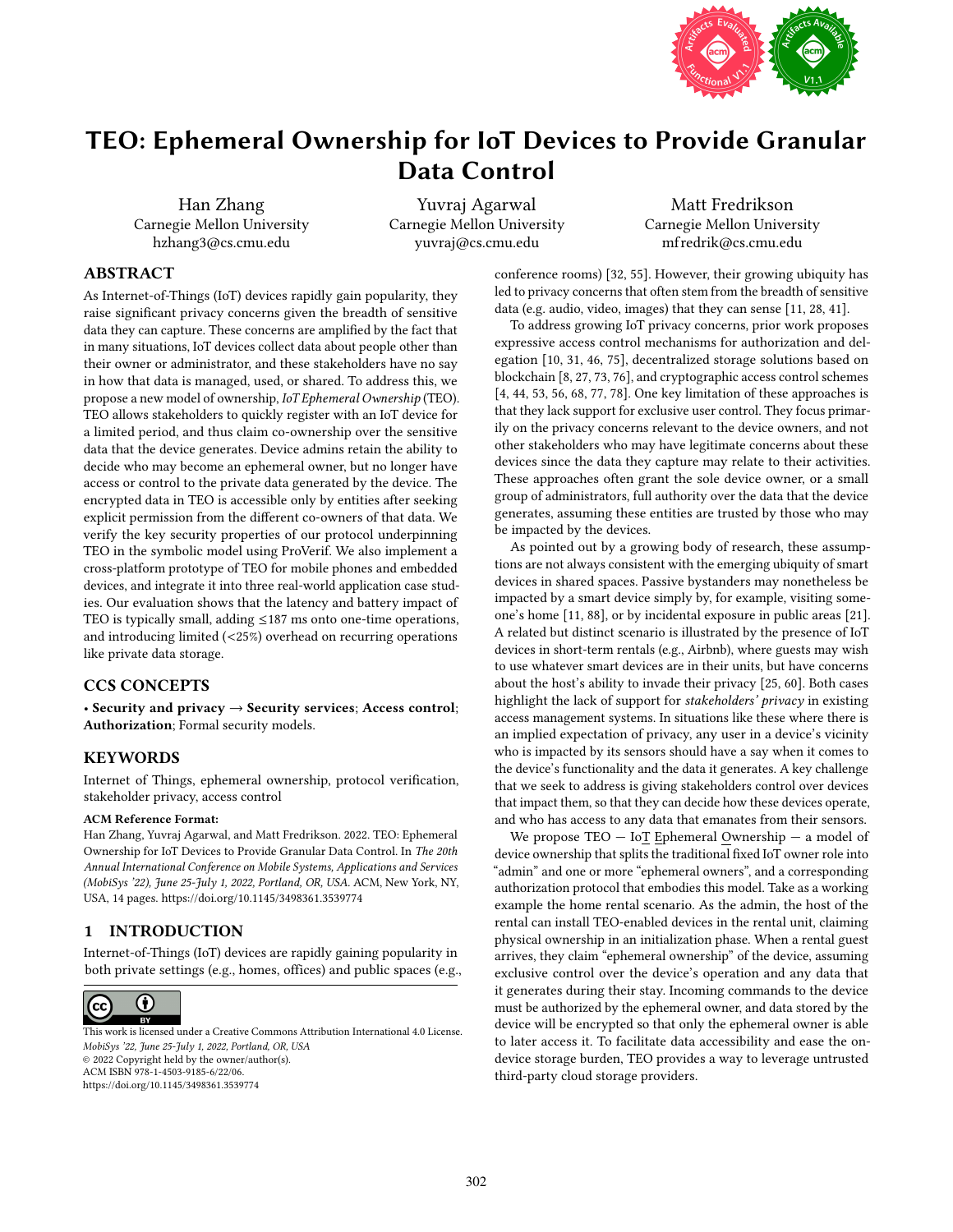# TEO: Ephemeral Ownership for IoT Devices to Provide Granular Data Control

Han Zhang
Carnegie Mellon University
hzhang3@cs.cmu.edu

Yuvraj Agarwal
Carnegie Mellon University
yuvraj@cs.cmu.edu

Matt Fredrikson
Carnegie Mellon University
mfredrik@cs.cmu.edu

## ABSTRACT

As Internet-of-Things (IoT) devices rapidly gain popularity, they raise significant privacy concerns given the breadth of sensitive data they can capture. These concerns are amplified by the fact that in many situations, IoT devices collect data about people other than their owner or administrator, and these stakeholders have no say in how that data is managed, used, or shared. To address this, we propose a new model of ownership, *IoT Ephemeral Ownership* (TEO). TEO allows stakeholders to quickly register with an IoT device for a limited period, and thus claim co-ownership over the sensitive data that the device generates. Device admins retain the ability to decide who may become an ephemeral owner, but no longer have access or control to the private data generated by the device. The encrypted data in TEO is accessible only by entities after seeking explicit permission from the different co-owners of that data. We verify the key security properties of our protocol underpinning TEO in the symbolic model using ProVerif. We also implement a cross-platform prototype of TEO for mobile phones and embedded devices, and integrate it into three real-world application case studies. Our evaluation shows that the latency and battery impact of TEO is typically small, adding ≤187 ms onto one-time operations, and introducing limited (<25%) overhead on recurring operations like private data storage.

## CCS CONCEPTS

• **Security and privacy** → **Security services**; **Access control**; **Authorization**; Formal security models.

## KEYWORDS

Internet of Things, ephemeral ownership, protocol verification, stakeholder privacy, access control

**ACM Reference Format:**
Han Zhang, Yuvraj Agarwal, and Matt Fredrikson. 2022. TEO: Ephemeral Ownership for IoT Devices to Provide Granular Data Control. In *The 20th Annual International Conference on Mobile Systems, Applications and Services (MobiSys '22), June 25-July 1, 2022, Portland, OR, USA.* ACM, New York, NY, USA, 14 pages. https://doi.org/10.1145/3498361.3539774

## 1 INTRODUCTION

Internet-of-Things (IoT) devices are rapidly gaining popularity in both private settings (e.g., homes, offices) and public spaces (e.g., conference rooms) [32, 55]. However, their growing ubiquity has led to privacy concerns that often stem from the breadth of sensitive data (e.g. audio, video, images) that they can sense [11, 28, 41].

To address growing IoT privacy concerns, prior work proposes expressive access control mechanisms for authorization and delegation [10, 31, 46, 75], decentralized storage solutions based on blockchain [8, 27, 73, 76], and cryptographic access control schemes [4, 44, 53, 56, 68, 77, 78]. One key limitation of these approaches is that they lack support for exclusive user control. They focus primarily on the privacy concerns relevant to the device owners, and not other stakeholders who may have legitimate concerns about these devices since the data they capture may relate to their activities. These approaches often grant the sole device owner, or a small group of administrators, full authority over the data that the device generates, assuming these entities are trusted by those who may be impacted by the devices.

As pointed out by a growing body of research, these assumptions are not always consistent with the emerging ubiquity of smart devices in shared spaces. Passive bystanders may nonetheless be impacted by a smart device simply by, for example, visiting someone's home [11, 88], or by incidental exposure in public areas [21]. A related but distinct scenario is illustrated by the presence of IoT devices in short-term rentals (e.g., Airbnb), where guests may wish to use whatever smart devices are in their units, but have concerns about the host's ability to invade their privacy [25, 60]. Both cases highlight the lack of support for *stakeholders' privacy* in existing access management systems. In situations like these where there is an implied expectation of privacy, any user in a device's vicinity who is impacted by its sensors should have a say when it comes to the device's functionality and the data it generates. A key challenge that we seek to address is giving stakeholders control over devices that impact them, so that they can decide how these devices operate, and who has access to any data that emanates from their sensors.

We propose TEO — IoT Ephemeral Ownership — a model of device ownership that splits the traditional fixed IoT owner role into "admin" and one or more "ephemeral owners", and a corresponding authorization protocol that embodies this model. Take as a working example the home rental scenario. As the admin, the host of the rental can install TEO-enabled devices in the rental unit, claiming physical ownership in an initialization phase. When a rental guest arrives, they claim "ephemeral ownership" of the device, assuming exclusive control over the device's operation and any data that it generates during their stay. Incoming commands to the device must be authorized by the ephemeral owner, and data stored by the device will be encrypted so that only the ephemeral owner is able to later access it. To facilitate data accessibility and ease the on-device storage burden, TEO provides a way to leverage untrusted third-party cloud storage providers.

This work is licensed under a Creative Commons Attribution International 4.0 License.
*MobiSys '22, June 25-July 1, 2022, Portland, OR, USA*
© 2022 Copyright held by the owner/author(s).
ACM ISBN 978-1-4503-9185-6/22/06.
https://doi.org/10.1145/3498361.3539774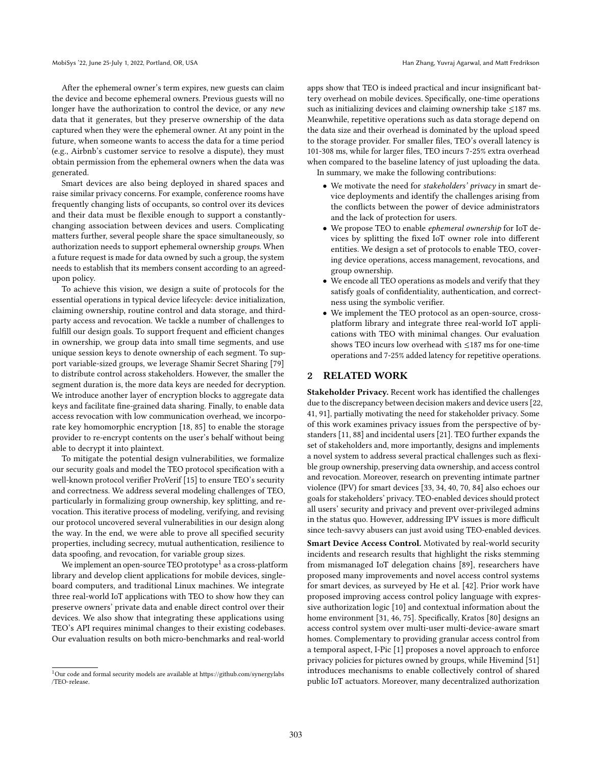After the ephemeral owner's term expires, new guests can claim the device and become ephemeral owners. Previous guests will no longer have the authorization to control the device, or any *new* data that it generates, but they preserve ownership of the data captured when they were the ephemeral owner. At any point in the future, when someone wants to access the data for a time period (e.g., Airbnb's customer service to resolve a dispute), they must obtain permission from the ephemeral owners when the data was generated.

Smart devices are also being deployed in shared spaces and raise similar privacy concerns. For example, conference rooms have frequently changing lists of occupants, so control over its devices and their data must be flexible enough to support a constantly-changing association between devices and users. Complicating matters further, several people share the space simultaneously, so authorization needs to support ephemeral ownership *groups*. When a future request is made for data owned by such a group, the system needs to establish that its members consent according to an agreed-upon policy.

To achieve this vision, we design a suite of protocols for the essential operations in typical device lifecycle: device initialization, claiming ownership, routine control and data storage, and third-party access and revocation. We tackle a number of efficient changes to fulfill our design goals. To support frequent and efficient changes in ownership, we group data into small time segments, and use unique session keys to denote ownership of each segment. To support variable-sized groups, we leverage Shamir Secret Sharing [79] to distribute control across stakeholders. However, the smaller the segment duration is, the more data keys are needed for decryption. We introduce another layer of encryption blocks to aggregate data keys and facilitate fine-grained data sharing. Finally, to enable data access revocation with low communication overhead, we incorporate key homomorphic encryption [18, 85] to enable the storage provider to re-encrypt contents on the user's behalf without being able to decrypt it into plaintext.

To mitigate the potential design vulnerabilities, we formalize our security goals and model the TEO protocol specification with a well-known protocol verifier ProVerif [15] to ensure TEO's security and correctness. We address several modeling challenges of TEO, particularly in formalizing group ownership, key splitting, and revocation. This iterative process of modeling, verifying, and revising our protocol uncovered several vulnerabilities in our design along the way. In the end, we were able to prove all specified security properties, including secrecy, mutual authentication, resilience to data spoofing, and revocation, for variable group sizes.

We implement an open-source TEO prototype[1] as a cross-platform library and develop client applications for mobile devices, single-board computers, and traditional Linux machines. We integrate three real-world IoT applications with TEO to show how they can preserve owners' private data and enable direct control over their devices. We also show that integrating these applications using TEO's API requires minimal changes to their existing codebases. Our evaluation results on both micro-benchmarks and real-world apps show that TEO is indeed practical and incur insignificant battery overhead on mobile devices. Specifically, one-time operations such as initializing devices and claiming ownership take ≤187 ms. Meanwhile, repetitive operations such as data storage depend on the data size and their overhead is dominated by the upload speed to the storage provider. For smaller files, TEO's overall latency is 101-308 ms, while for larger files, TEO incurs 7-25% extra overhead when compared to the baseline latency of just uploading the data.

In summary, we make the following contributions:

- We motivate the need for *stakeholders' privacy* in smart device deployments and identify the challenges arising from the conflicts between the power of device administrators and the lack of protection for users.
- We propose TEO to enable *ephemeral ownership* for IoT devices by splitting the fixed IoT owner role into different entities. We design a set of protocols to enable TEO, covering device operations, access management, revocations, and group ownership.
- We encode all TEO operations as models and verify that they satisfy goals of confidentiality, authentication, and correctness using the symbolic verifier.
- We implement the TEO protocol as an open-source, cross-platform library and integrate three real-world IoT applications with TEO with minimal changes. Our evaluation shows TEO incurs low overhead with ≤187 ms for one-time operations and 7-25% added latency for repetitive operations.

## 2 RELATED WORK

**Stakeholder Privacy.** Recent work has identified the challenges due to the discrepancy between decision makers and device users [22, 41, 91], partially motivating the need for stakeholder privacy. Some of this work examines privacy issues from the perspective of bystanders [11, 88] and incidental users [21]. TEO further expands the set of stakeholders and, more importantly, designs and implements a novel system to address several practical challenges such as flexible group ownership, preserving data ownership, and access control and revocation. Moreover, research on preventing intimate partner violence (IPV) for smart devices [33, 34, 40, 70, 84] also echoes our goals for stakeholders' privacy. TEO-enabled devices should protect all users' security and privacy and prevent over-privileged admins in the status quo. However, addressing IPV issues is more difficult since tech-savvy abusers can just avoid using TEO-enabled devices.

**Smart Device Access Control.** Motivated by real-world security incidents and research results that highlight the risks stemming from mismanaged IoT delegation chains [89], researchers have proposed many improvements and novel access control systems for smart devices, as surveyed by He et al. [42]. Prior work have proposed improving access control policy language with expressive authorization logic [10] and contextual information about the home environment [31, 46, 75]. Specifically, Kratos [80] designs an access control system over multi-user multi-device-aware smart homes. Complementary to providing granular access control from a temporal aspect, I-Pic [1] proposes a novel approach to enforce privacy policies for pictures owned by groups, while Hivemind [51] introduces mechanisms to enable collectively control of shared public IoT actuators. Moreover, many decentralized authorization

[1] Our code and formal security models are available at https://github.com/synergylabs/TEO-release.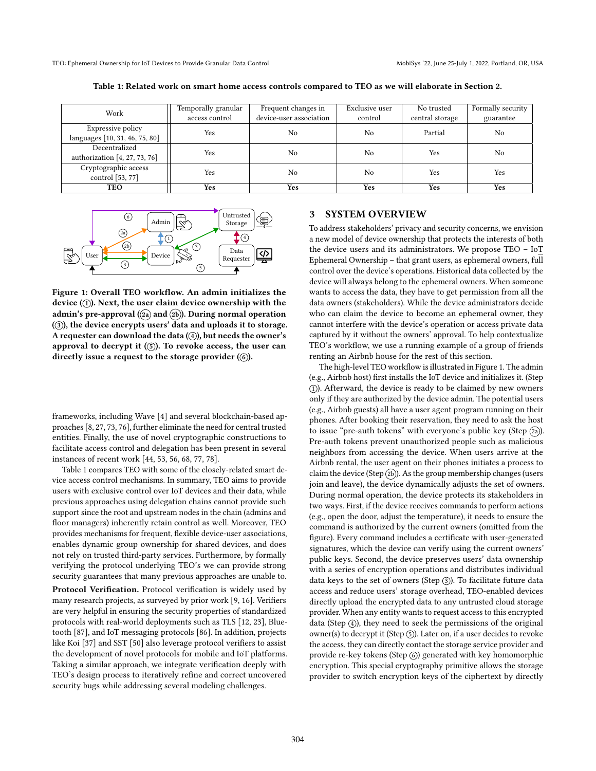Table 1: Related work on smart home access controls compared to TEO as we will elaborate in Section 2.

| Work | Temporally granular access control | Frequent changes in device-user association | Exclusive user control | No trusted central storage | Formally security guarantee |
|---|---|---|---|---|---|
| Expressive policy languages [10, 31, 46, 75, 80] | Yes | No | No | Partial | No |
| Decentralized authorization [4, 27, 73, 76] | Yes | No | No | Yes | No |
| Cryptographic access control [53, 77] | Yes | No | No | Yes | Yes |
| **TEO** | **Yes** | **Yes** | **Yes** | **Yes** | **Yes** |

**Figure 1: Overall TEO workflow. An admin initializes the device (①). Next, the user claim device ownership with the admin's pre-approval (2a and 2b). During normal operation (③), the device encrypts users' data and uploads it to storage. A requester can download the data (④), but needs the owner's approval to decrypt it (⑤). To revoke access, the user can directly issue a request to the storage provider (⑥).**

frameworks, including Wave [4] and several blockchain-based approaches [8, 27, 73, 76], further eliminate the need for central trusted entities. Finally, the use of novel cryptographic constructions to facilitate access control and delegation has been present in several instances of recent work [44, 53, 56, 68, 77, 78].

Table 1 compares TEO with some of the closely-related smart device access control mechanisms. In summary, TEO aims to provide users with exclusive control over IoT devices and their data, while previous approaches using delegation chains cannot provide such support since the root and upstream nodes in the chain (admins and floor managers) inherently retain control as well. Moreover, TEO provides mechanisms for frequent, flexible device-user associations, enables dynamic group ownership for shared devices, and does not rely on trusted third-party services. Furthermore, by formally verifying the protocol underlying TEO's we can provide strong security guarantees that many previous approaches are unable to.

**Protocol Verification.** Protocol verification is widely used by many research projects, as surveyed by prior work [9, 16]. Verifiers are very helpful in ensuring the security properties of standardized protocols with real-world deployments such as TLS [12, 23], Bluetooth [87], and IoT messaging protocols [86]. In addition, projects like Koi [37] and SST [50] also leverage protocol verifiers to assist the development of novel protocols for mobile and IoT platforms. Taking a similar approach, we integrate verification deeply with TEO's design process to iteratively refine and correct uncovered security bugs while addressing several modeling challenges.

## 3 SYSTEM OVERVIEW

To address stakeholders' privacy and security concerns, we envision a new model of device ownership that protects the interests of both the device users and its administrators. We propose TEO – IoT Ephemeral Ownership – that grant users, as ephemeral owners, full control over the device's operations. Historical data collected by the device will always belong to the ephemeral owners. When someone wants to access the data, they have to get permission from all the data owners (stakeholders). While the device administrators decide who can claim the device to become an ephemeral owner, they cannot interfere with the device's operation or access private data captured by it without the owners' approval. To help contextualize TEO's workflow, we use a running example of a group of friends renting an Airbnb house for the rest of this section.

The high-level TEO workflow is illustrated in Figure 1. The admin (e.g., Airbnb host) first installs the IoT device and initializes it. (Step ①). Afterward, the device is ready to be claimed by new owners only if they are authorized by the device admin. The potential users (e.g., Airbnb guests) all have a user agent program running on their phones. After booking their reservation, they need to ask the host to issue "pre-auth tokens" with everyone's public key (Step 2a). Pre-auth tokens prevent unauthorized people such as malicious neighbors from accessing the device. When users arrive at the Airbnb rental, the user agent on their phones initiates a process to claim the device (Step 2b). As the group membership changes (users join and leave), the device dynamically adjusts the set of owners. During normal operation, the device protects its stakeholders in two ways. First, if the device receives commands to perform actions (e.g., open the door, adjust the temperature), it needs to ensure the command is authorized by the current owners (omitted from the figure). Every command includes a certificate with user-generated signatures, which the device can verify using the current owners' public keys. Second, the device preserves users' data ownership with a series of encryption operations and distributes individual data keys to the set of owners (Step ③). To facilitate future data access and reduce users' storage overhead, TEO-enabled devices directly upload the encrypted data to any untrusted cloud storage provider. When any entity wants to request access to this encrypted data (Step ④), they need to seek the permissions of the original owner(s) to decrypt it (Step ⑤). Later on, if a user decides to revoke the access, they can directly contact the storage service provider and provide re-key tokens (Step ⑥) generated with key homomorphic encryption. This special cryptography primitive allows the storage provider to switch encryption keys of the ciphertext by directly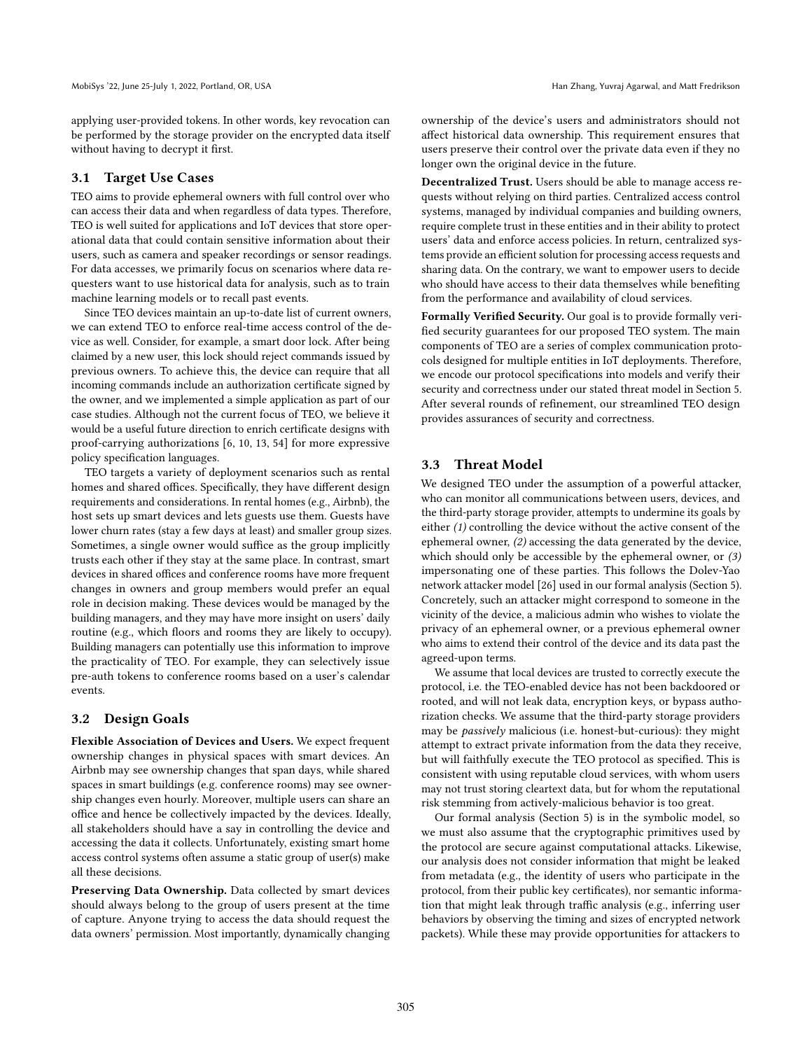applying user-provided tokens. In other words, key revocation can be performed by the storage provider on the encrypted data itself without having to decrypt it first.

## 3.1 Target Use Cases

TEO aims to provide ephemeral owners with full control over who can access their data and when regardless of data types. Therefore, TEO is well suited for applications and IoT devices that store operational data that could contain sensitive information about their users, such as camera and speaker recordings or sensor readings. For data accesses, we primarily focus on scenarios where data requesters want to use historical data for analysis, such as to train machine learning models or to recall past events.

Since TEO devices maintain an up-to-date list of current owners, we can extend TEO to enforce real-time access control of the device as well. Consider, for example, a smart door lock. After being claimed by a new user, this lock should reject commands issued by previous owners. To achieve this, the device can require that all incoming commands include an authorization certificate signed by the owner, and we implemented a simple application as part of our case studies. Although not the current focus of TEO, we believe it would be a useful future direction to enrich certificate designs with proof-carrying authorizations [6, 10, 13, 54] for more expressive policy specification languages.

TEO targets a variety of deployment scenarios such as rental homes and shared offices. Specifically, they have different design requirements and considerations. In rental homes (e.g., Airbnb), the host sets up smart devices and lets guests use them. Guests have lower churn rates (stay a few days at least) and smaller group sizes. Sometimes, a single owner would suffice as the group implicitly trusts each other if they stay at the same place. In contrast, smart devices in shared offices and conference rooms have more frequent changes in owners and group members would prefer an equal role in decision making. These devices would be managed by the building managers, and they may have more insight on users' daily routine (e.g., which floors and rooms they are likely to occupy). Building managers can potentially use this information to improve the practicality of TEO. For example, they can selectively issue pre-auth tokens to conference rooms based on a user's calendar events.

## 3.2 Design Goals

**Flexible Association of Devices and Users.** We expect frequent ownership changes in physical spaces with smart devices. An Airbnb may see ownership changes that span days, while shared spaces in smart buildings (e.g. conference rooms) may see ownership changes even hourly. Moreover, multiple users can share an office and hence be collectively impacted by the devices. Ideally, all stakeholders should have a say in controlling the device and accessing the data it collects. Unfortunately, existing smart home access control systems often assume a static group of user(s) make all these decisions.

**Preserving Data Ownership.** Data collected by smart devices should always belong to the group of users present at the time of capture. Anyone trying to access the data should request the data owners' permission. Most importantly, dynamically changing ownership of the device's users and administrators should not affect historical data ownership. This requirement ensures that users preserve their control over the private data even if they no longer own the original device in the future.

**Decentralized Trust.** Users should be able to manage access requests without relying on third parties. Centralized access control systems, managed by individual companies and building owners, require complete trust in these entities and in their ability to protect users' data and enforce access policies. In return, centralized systems provide an efficient solution for processing access requests and sharing data. On the contrary, we want to empower users to decide who should have access to their data themselves while benefiting from the performance and availability of cloud services.

**Formally Verified Security.** Our goal is to provide formally verified security guarantees for our proposed TEO system. The main components of TEO are a series of complex communication protocols designed for multiple entities in IoT deployments. Therefore, we encode our protocol specifications into models and verify their security and correctness under our stated threat model in Section 5. After several rounds of refinement, our streamlined TEO design provides assurances of security and correctness.

## 3.3 Threat Model

We designed TEO under the assumption of a powerful attacker, who can monitor all communications between users, devices, and the third-party storage provider, attempts to undermine its goals by either *(1)* controlling the device without the active consent of the ephemeral owner, *(2)* accessing the data generated by the device, which should only be accessible by the ephemeral owner, or *(3)* impersonating one of these parties. This follows the Dolev-Yao network attacker model [26] used in our formal analysis (Section 5). Concretely, such an attacker might correspond to someone in the vicinity of the device, a malicious admin who wishes to violate the privacy of an ephemeral owner, or a previous ephemeral owner who aims to extend their control of the device and its data past the agreed-upon terms.

We assume that local devices are trusted to correctly execute the protocol, i.e. the TEO-enabled device has not been backdoored or rooted, and will not leak data, encryption keys, or bypass authorization checks. We assume that the third-party storage providers may be *passively* malicious (i.e. honest-but-curious): they might attempt to extract private information from the data they receive, but will faithfully execute the TEO protocol as specified. This is consistent with using reputable cloud services, with whom users may not trust storing cleartext data, but for whom the reputational risk stemming from actively-malicious behavior is too great.

Our formal analysis (Section 5) is in the symbolic model, so we must also assume that the cryptographic primitives used by the protocol are secure against computational attacks. Likewise, our analysis does not consider information that might be leaked from metadata (e.g., the identity of users who participate in the protocol, from their public key certificates), nor semantic information that might leak through traffic analysis (e.g., inferring user behaviors by observing the timing and sizes of encrypted network packets). While these may provide opportunities for attackers to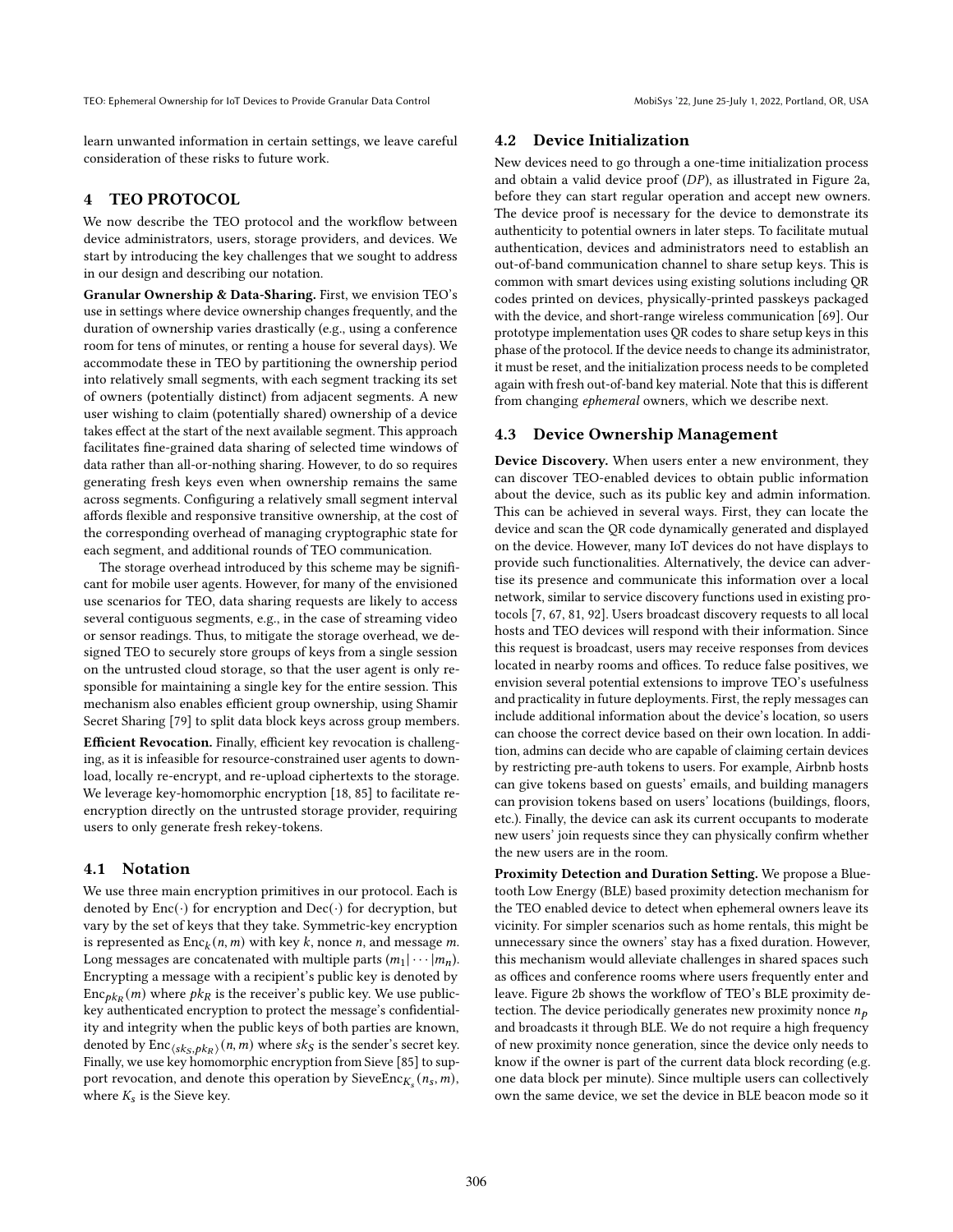learn unwanted information in certain settings, we leave careful consideration of these risks to future work.

## 4 TEO PROTOCOL

We now describe the TEO protocol and the workflow between device administrators, users, storage providers, and devices. We start by introducing the key challenges that we sought to address in our design and describing our notation.

**Granular Ownership & Data-Sharing.** First, we envision TEO's use in settings where device ownership changes frequently, and the duration of ownership varies drastically (e.g., using a conference room for tens of minutes, or renting a house for several days). We accommodate these in TEO by partitioning the ownership period into relatively small segments, with each segment tracking its set of owners (potentially distinct) from adjacent segments. A new user wishing to claim (potentially shared) ownership of a device takes effect at the start of the next available segment. This approach facilitates fine-grained data sharing of selected time windows of data rather than all-or-nothing sharing. However, to do so requires generating fresh keys even when ownership remains the same across segments. Configuring a relatively small segment interval affords flexible and responsive transitive ownership, at the cost of the corresponding overhead of managing cryptographic state for each segment, and additional rounds of TEO communication.

The storage overhead introduced by this scheme may be significant for mobile user agents. However, for many of the envisioned use scenarios for TEO, data sharing requests are likely to access several contiguous segments, e.g., in the case of streaming video or sensor readings. Thus, to mitigate the storage overhead, we designed TEO to securely store groups of keys from a single session on the untrusted cloud storage, so that the user agent is only responsible for maintaining a single key for the entire session. This mechanism also enables efficient group ownership, using Shamir Secret Sharing [79] to split data block keys across group members.

**Efficient Revocation.** Finally, efficient key revocation is challenging, as it is infeasible for resource-constrained user agents to download, locally re-encrypt, and re-upload ciphertexts to the storage. We leverage key-homomorphic encryption [18, 85] to facilitate re-encryption directly on the untrusted storage provider, requiring users to only generate fresh rekey-tokens.

### 4.1 Notation

We use three main encryption primitives in our protocol. Each is denoted by $\text{Enc}(\cdot)$ for encryption and $\text{Dec}(\cdot)$ for decryption, but vary by the set of keys that they take. Symmetric-key encryption is represented as $\text{Enc}_k(n, m)$ with key $k$, nonce $n$, and message $m$. Long messages are concatenated with multiple parts $(m_1|\cdots|m_n)$. Encrypting a message with a recipient's public key is denoted by $\text{Enc}_{pk_R}(m)$ where $pk_R$ is the receiver's public key. We use public-key authenticated encryption to protect the message's confidentiality and integrity when the public keys of both parties are known, denoted by $\text{Enc}_{\langle sk_S, pk_R \rangle}(n, m)$ where $sk_S$ is the sender's secret key. Finally, we use key homomorphic encryption from Sieve [85] to support revocation, and denote this operation by $\text{SieveEnc}_{K_s}(n_s, m)$, where $K_s$ is the Sieve key.

### 4.2 Device Initialization

New devices need to go through a one-time initialization process and obtain a valid device proof ($DP$), as illustrated in Figure 2a, before they can start regular operation and accept new owners. The device proof is necessary for the device to demonstrate its authenticity to potential owners in later steps. To facilitate mutual authentication, devices and administrators need to establish an out-of-band communication channel to share setup keys. This is common with smart devices using existing solutions including QR codes printed on devices, physically-printed passkeys packaged with the device, and short-range wireless communication [69]. Our prototype implementation uses QR codes to share setup keys in this phase of the protocol. If the device needs to change its administrator, it must be reset, and the initialization process needs to be completed again with fresh out-of-band key material. Note that this is different from changing *ephemeral* owners, which we describe next.

### 4.3 Device Ownership Management

**Device Discovery.** When users enter a new environment, they can discover TEO-enabled devices to obtain public information about the device, such as its public key and admin information. This can be achieved in several ways. First, they can locate the device and scan the QR code dynamically generated and displayed on the device. However, many IoT devices do not have displays to provide such functionalities. Alternatively, the device can advertise its presence and communicate this information over a local network, similar to service discovery functions used in existing protocols [7, 67, 81, 92]. Users broadcast discovery requests to all local hosts and TEO devices will respond with their information. Since this request is broadcast, users may receive responses from devices located in nearby rooms and offices. To reduce false positives, we envision several potential extensions to improve TEO's usefulness and practicality in future deployments. First, the reply messages can include additional information about the device's location, so users can choose the correct device based on their own location. In addition, admins can decide who are capable of claiming certain devices by restricting pre-auth tokens to users. For example, Airbnb hosts can give tokens based on guests' emails, and building managers can provision tokens based on users' locations (buildings, floors, etc.). Finally, the device can ask its current occupants to moderate new users' join requests since they can physically confirm whether the new users are in the room.

**Proximity Detection and Duration Setting.** We propose a Bluetooth Low Energy (BLE) based proximity detection mechanism for the TEO enabled device to detect when ephemeral owners leave its vicinity. For simpler scenarios such as home rentals, this might be unnecessary since the owners' stay has a fixed duration. However, this mechanism would alleviate challenges in shared spaces such as offices and conference rooms where users frequently enter and leave. Figure 2b shows the workflow of TEO's BLE proximity detection. The device periodically generates new proximity nonce $n_p$ and broadcasts it through BLE. We do not require a high frequency of new proximity nonce generation, since the device only needs to know if the owner is part of the current data block recording (e.g. one data block per minute). Since multiple users can collectively own the same device, we set the device in BLE beacon mode so it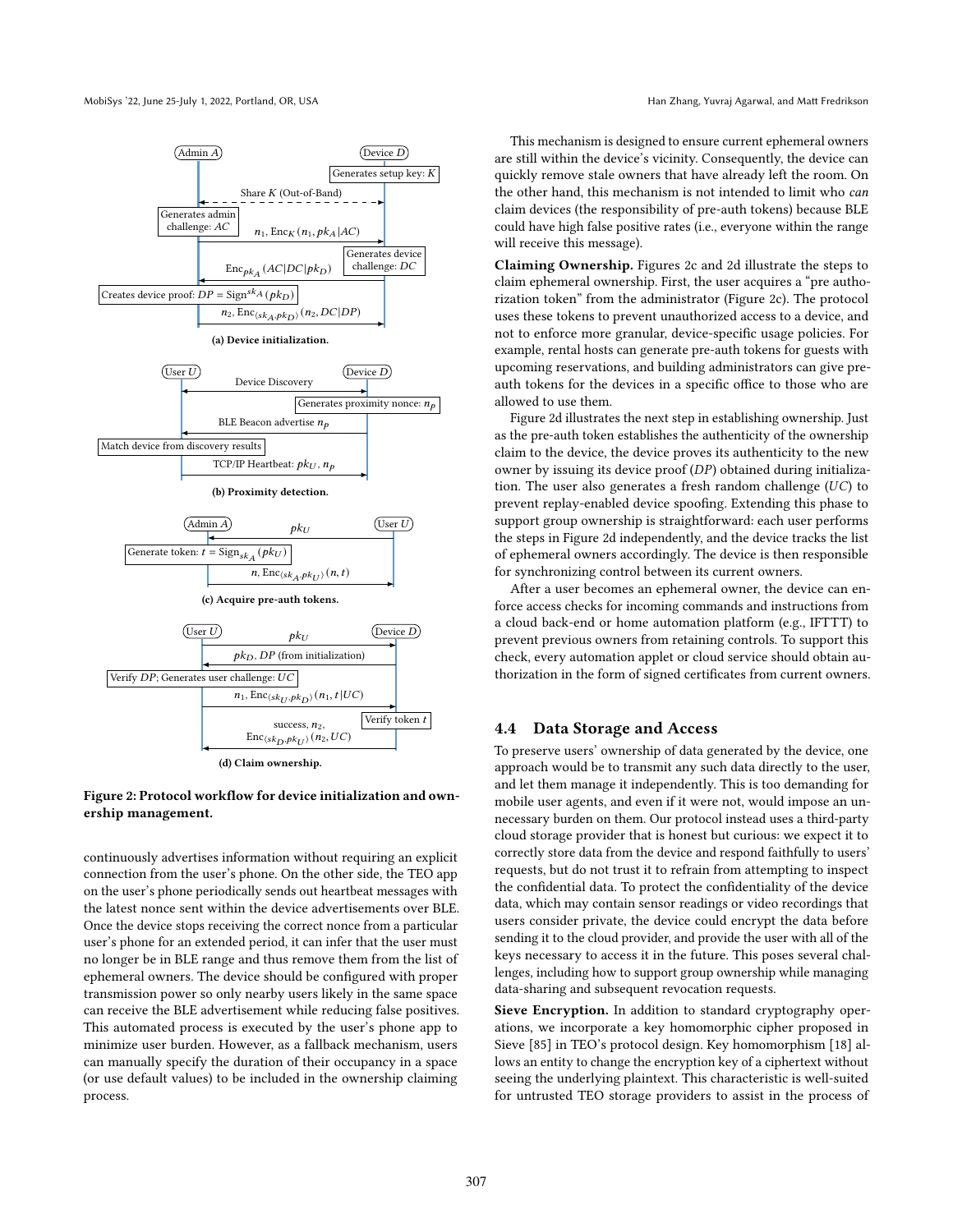(a) Device initialization.

(b) Proximity detection.

(c) Acquire pre-auth tokens.

(d) Claim ownership.

**Figure 2: Protocol workflow for device initialization and ownership management.**

continuously advertises information without requiring an explicit connection from the user's phone. On the other side, the TEO app on the user's phone periodically sends out heartbeat messages with the latest nonce sent within the device advertisements over BLE. Once the device stops receiving the correct nonce from a particular user's phone for an extended period, it can infer that the user must no longer be in BLE range and thus remove them from the list of ephemeral owners. The device should be configured with proper transmission power so only nearby users likely in the same space can receive the BLE advertisement while reducing false positives. This automated process is executed by the user's phone app to minimize user burden. However, as a fallback mechanism, users can manually specify the duration of their occupancy in a space (or use default values) to be included in the ownership claiming process.

This mechanism is designed to ensure current ephemeral owners are still within the device's vicinity. Consequently, the device can quickly remove stale owners that have already left the room. On the other hand, this mechanism is not intended to limit who *can* claim devices (the responsibility of pre-auth tokens) because BLE could have high false positive rates (i.e., everyone within the range will receive this message).

**Claiming Ownership.** Figures 2c and 2d illustrate the steps to claim ephemeral ownership. First, the user acquires a "pre authorization token" from the administrator (Figure 2c). The protocol uses these tokens to prevent unauthorized access to a device, and not to enforce more granular, device-specific usage policies. For example, rental hosts can generate pre-auth tokens for guests with upcoming reservations, and building administrators can give pre-auth tokens for the devices in a specific office to those who are allowed to use them.

Figure 2d illustrates the next step in establishing ownership. Just as the pre-auth token establishes the authenticity of the ownership claim to the device, the device proves its authenticity to the new owner by issuing its device proof ($DP$) obtained during initialization. The user also generates a fresh random challenge ($UC$) to prevent replay-enabled device spoofing. Extending this phase to support group ownership is straightforward: each user performs the steps in Figure 2d independently, and the device tracks the list of ephemeral owners accordingly. The device is then responsible for synchronizing control between its current owners.

After a user becomes an ephemeral owner, the device can enforce access checks for incoming commands and instructions from a cloud back-end or home automation platform (e.g., IFTTT) to prevent previous owners from retaining controls. To support this check, every automation applet or cloud service should obtain authorization in the form of signed certificates from current owners.

## 4.4 Data Storage and Access

To preserve users' ownership of data generated by the device, one approach would be to transmit any such data directly to the user, and let them manage it independently. This is too demanding for mobile user agents, and even if it were not, would impose an unnecessary burden on them. Our protocol instead uses a third-party cloud storage provider that is honest but curious: we expect it to correctly store data from the device and respond faithfully to users' requests, but do not trust it to refrain from attempting to inspect the confidential data. To protect the confidentiality of the device data, which may contain sensor readings or video recordings that users consider private, the device could encrypt the data before sending it to the cloud provider, and provide the user with all of the keys necessary to access it in the future. This poses several challenges, including how to support group ownership while managing data-sharing and subsequent revocation requests.

**Sieve Encryption.** In addition to standard cryptography operations, we incorporate a key homomorphic cipher proposed in Sieve [85] in TEO's protocol design. Key homomorphism [18] allows an entity to change the encryption key of a ciphertext without seeing the underlying plaintext. This characteristic is well-suited for untrusted TEO storage providers to assist in the process of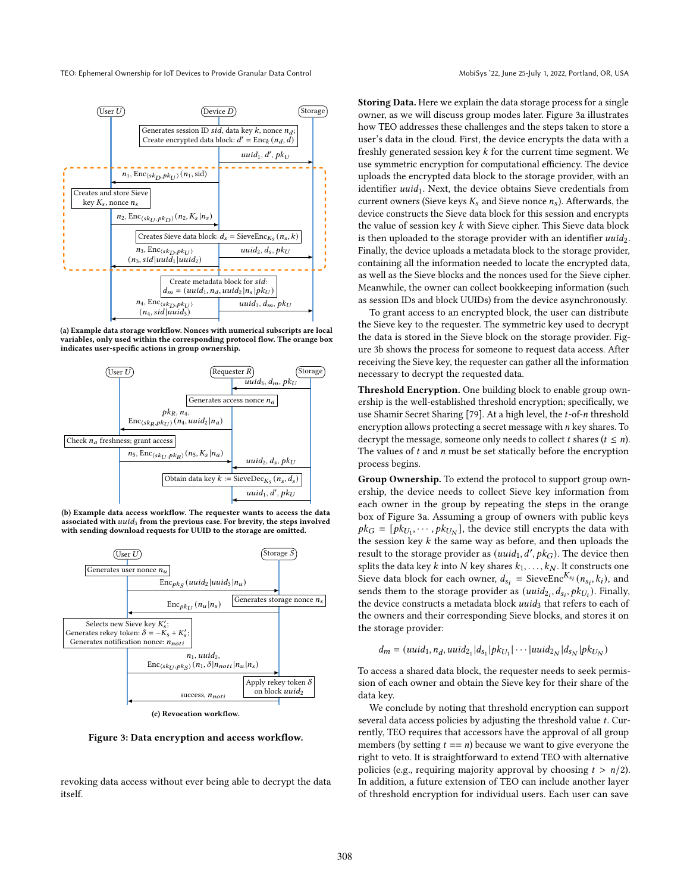(a) Example data storage workflow. Nonces with numerical subscripts are local variables, only used within the corresponding protocol flow. The orange box indicates user-specific actions in group ownership.

(b) Example data access workflow. The requester wants to access the data associated with $uuid_3$ from the previous case. For brevity, the steps involved with sending download requests for UUID to the storage are omitted.

(c) Revocation workflow.

Figure 3: Data encryption and access workflow.

revoking data access without ever being able to decrypt the data itself.

**Storing Data.** Here we explain the data storage process for a single owner, as we will discuss group modes later. Figure 3a illustrates how TEO addresses these challenges and the steps taken to store a user's data in the cloud. First, the device encrypts the data with a freshly generated session key $k$ for the current time segment. We use symmetric encryption for computational efficiency. The device uploads the encrypted data block to the storage provider, with an identifier $uuid_1$. Next, the device obtains Sieve credentials from current owners (Sieve keys $K_s$ and Sieve nonce $n_s$). Afterwards, the device constructs the Sieve data block for this session and encrypts the value of session key $k$ with Sieve cipher. This Sieve data block is then uploaded to the storage provider with an identifier $uuid_2$. Finally, the device uploads a metadata block to the storage provider, containing all the information needed to locate the encrypted data, as well as the Sieve blocks and the nonces used for the Sieve cipher. Meanwhile, the owner can collect bookkeeping information (such as session IDs and block UUIDs) from the device asynchronously.

To grant access to an encrypted block, the user can distribute the Sieve key to the requester. The symmetric key used to decrypt the data is stored in the Sieve block on the storage provider. Figure 3b shows the process for someone to request data access. After receiving the Sieve key, the requester can gather all the information necessary to decrypt the requested data.

**Threshold Encryption.** One building block to enable group ownership is the well-established threshold encryption; specifically, we use Shamir Secret Sharing [79]. At a high level, the $t$-of-$n$ threshold encryption allows protecting a secret message with $n$ key shares. To decrypt the message, someone only needs to collect $t$ shares ($t \leq n$). The values of $t$ and $n$ must be set statically before the encryption process begins.

**Group Ownership.** To extend the protocol to support group ownership, the device needs to collect Sieve key information from each owner in the group by repeating the steps in the orange box of Figure 3a. Assuming a group of owners with public keys $pk_G = [pk_{U_1}, \cdots, pk_{U_N}]$, the device still encrypts the data with the session key $k$ the same way as before, and then uploads the result to the storage provider as $(uuid_1, d', pk_G)$. The device then splits the data key $k$ into $N$ key shares $k_1, \ldots, k_N$. It constructs one Sieve data block for each owner, $d_{s_i} = \text{SieveEnc}^{K_{s_i}}(n_{s_i}, k_i)$, and sends them to the storage provider as $(uuid_{2_i}, d_{s_i}, pk_{U_i})$. Finally, the device constructs a metadata block $uuid_3$ that refers to each of the owners and their corresponding Sieve blocks, and stores it on the storage provider:

$$d_m = (uuid_1, n_d, uuid_{2_1}|d_{s_1}|pk_{U_1}| \cdots |uuid_{2_N}|d_{s_N}|pk_{U_N})$$

To access a shared data block, the requester needs to seek permission of each owner and obtain the Sieve key for their share of the data key.

We conclude by noting that threshold encryption can support several data access policies by adjusting the threshold value $t$. Currently, TEO requires that accessors have the approval of all group members (by setting $t == n$) because we want to give everyone the right to veto. It is straightforward to extend TEO with alternative policies (e.g., requiring majority approval by choosing $t > n/2$). In addition, a future extension of TEO can include another layer of threshold encryption for individual users. Each user can save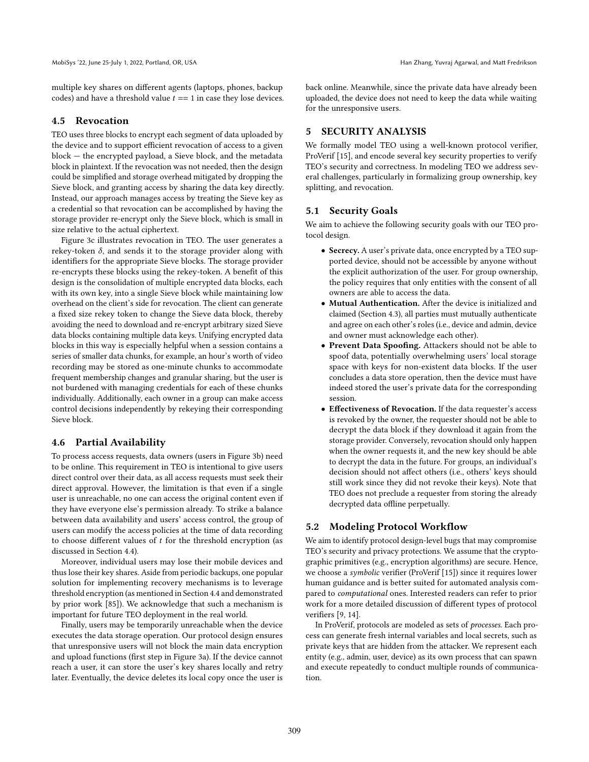multiple key shares on different agents (laptops, phones, backup codes) and have a threshold value $t == 1$ in case they lose devices.

### 4.5 Revocation

TEO uses three blocks to encrypt each segment of data uploaded by the device and to support efficient revocation of access to a given block — the encrypted payload, a Sieve block, and the metadata block in plaintext. If the revocation was not needed, then the design could be simplified and storage overhead mitigated by dropping the Sieve block, and granting access by sharing the data key directly. Instead, our approach manages access by treating the Sieve key as a credential so that revocation can be accomplished by having the storage provider re-encrypt only the Sieve block, which is small in size relative to the actual ciphertext.

Figure 3c illustrates revocation in TEO. The user generates a rekey-token $\delta$, and sends it to the storage provider along with identifiers for the appropriate Sieve blocks. The storage provider re-encrypts these blocks using the rekey-token. A benefit of this design is the consolidation of multiple encrypted data blocks, each with its own key, into a single Sieve block while maintaining low overhead on the client's side for revocation. The client can generate a fixed size rekey token to change the Sieve data block, thereby avoiding the need to download and re-encrypt arbitrary sized Sieve data blocks containing multiple data keys. Unifying encrypted data blocks in this way is especially helpful when a session contains a series of smaller data chunks, for example, an hour's worth of video recording may be stored as one-minute chunks to accommodate frequent membership changes and granular sharing, but the user is not burdened with managing credentials for each of these chunks individually. Additionally, each owner in a group can make access control decisions independently by rekeying their corresponding Sieve block.

### 4.6 Partial Availability

To process access requests, data owners (users in Figure 3b) need to be online. This requirement in TEO is intentional to give users direct control over their data, as all access requests must seek their direct approval. However, the limitation is that even if a single user is unreachable, no one can access the original content even if they have everyone else's permission already. To strike a balance between data availability and users' access control, the group of users can modify the access policies at the time of data recording to choose different values of $t$ for the threshold encryption (as discussed in Section 4.4).

Moreover, individual users may lose their mobile devices and thus lose their key shares. Aside from periodic backups, one popular solution for implementing recovery mechanisms is to leverage threshold encryption (as mentioned in Section 4.4 and demonstrated by prior work [85]). We acknowledge that such a mechanism is important for future TEO deployment in the real world.

Finally, users may be temporarily unreachable when the device executes the data storage operation. Our protocol design ensures that unresponsive users will not block the main data encryption and upload functions (first step in Figure 3a). If the device cannot reach a user, it can store the user's key shares locally and retry later. Eventually, the device deletes its local copy once the user is back online. Meanwhile, since the private data have already been uploaded, the device does not need to keep the data while waiting for the unresponsive users.

## 5 SECURITY ANALYSIS

We formally model TEO using a well-known protocol verifier, ProVerif [15], and encode several key security properties to verify TEO's security and correctness. In modeling TEO we address several challenges, particularly in formalizing group ownership, key splitting, and revocation.

### 5.1 Security Goals

We aim to achieve the following security goals with our TEO protocol design.

- **Secrecy.** A user's private data, once encrypted by a TEO supported device, should not be accessible by anyone without the explicit authorization of the user. For group ownership, the policy requires that only entities with the consent of all owners are able to access the data.
- **Mutual Authentication.** After the device is initialized and claimed (Section 4.3), all parties must mutually authenticate and agree on each other's roles (i.e., device and admin, device and owner must acknowledge each other).
- **Prevent Data Spoofing.** Attackers should not be able to spoof data, potentially overwhelming users' local storage space with keys for non-existent data blocks. If the user concludes a data store operation, then the device must have indeed stored the user's private data for the corresponding session.
- **Effectiveness of Revocation.** If the data requester's access is revoked by the owner, the requester should not be able to decrypt the data block if they download it again from the storage provider. Conversely, revocation should only happen when the owner requests it, and the new key should be able to decrypt the data in the future. For groups, an individual's decision should not affect others (i.e., others' keys should still work since they did not revoke their keys). Note that TEO does not preclude a requester from storing the already decrypted data offline perpetually.

### 5.2 Modeling Protocol Workflow

We aim to identify protocol design-level bugs that may compromise TEO's security and privacy protections. We assume that the cryptographic primitives (e.g., encryption algorithms) are secure. Hence, we choose a *symbolic* verifier (ProVerif [15]) since it requires lower human guidance and is better suited for automated analysis compared to *computational* ones. Interested readers can refer to prior work for a more detailed discussion of different types of protocol verifiers [9, 14].

In ProVerif, protocols are modeled as sets of *processes*. Each process can generate fresh internal variables and local secrets, such as private keys that are hidden from the attacker. We represent each entity (e.g., admin, user, device) as its own process that can spawn and execute repeatedly to conduct multiple rounds of communication.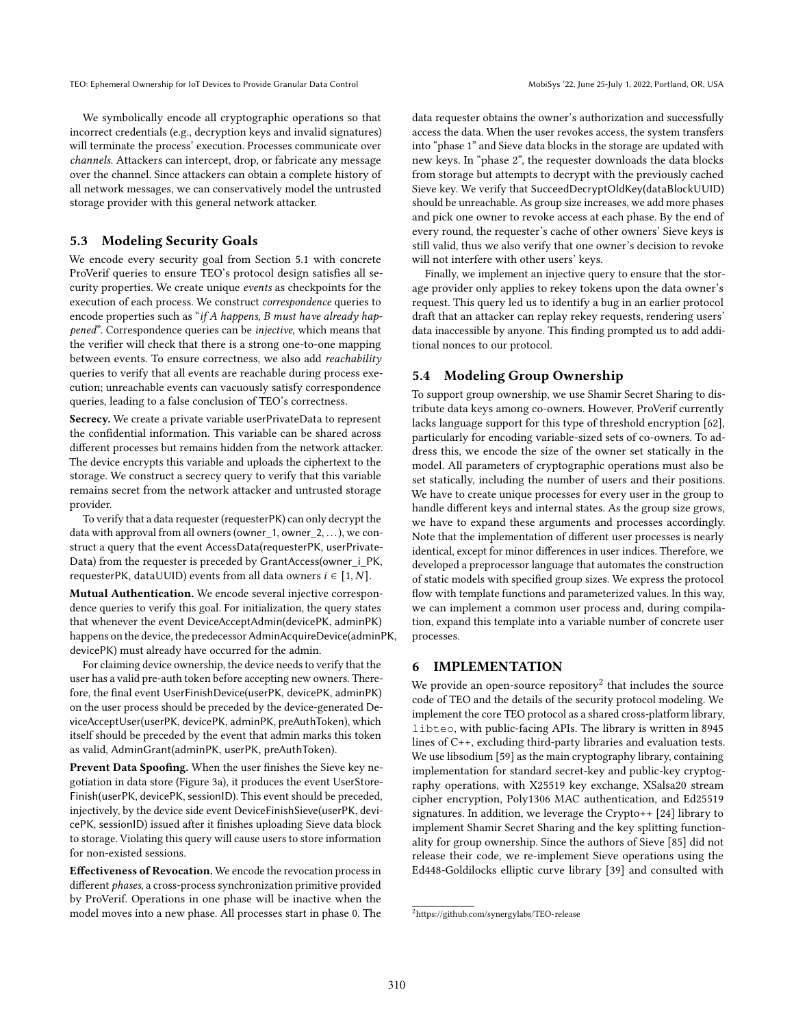We symbolically encode all cryptographic operations so that incorrect credentials (e.g., decryption keys and invalid signatures) will terminate the process' execution. Processes communicate over *channels*. Attackers can intercept, drop, or fabricate any message over the channel. Since attackers can obtain a complete history of all network messages, we can conservatively model the untrusted storage provider with this general network attacker.

### 5.3 Modeling Security Goals

We encode every security goal from Section 5.1 with concrete ProVerif queries to ensure TEO's protocol design satisfies all security properties. We create unique *events* as checkpoints for the execution of each process. We construct *correspondence* queries to encode properties such as "*if A happens, B must have already happened*". Correspondence queries can be *injective*, which means that the verifier will check that there is a strong one-to-one mapping between events. To ensure correctness, we also add *reachability* queries to verify that all events are reachable during process execution; unreachable events can vacuously satisfy correspondence queries, leading to a false conclusion of TEO's correctness.

**Secrecy.** We create a private variable userPrivateData to represent the confidential information. This variable can be shared across different processes but remains hidden from the network attacker. The device encrypts this variable and uploads the ciphertext to the storage. We construct a secrecy query to verify that this variable remains secret from the network attacker and untrusted storage provider.

To verify that a data requester (requesterPK) can only decrypt the data with approval from all owners (owner_1, owner_2, ...), we construct a query that the event AccessData(requesterPK, userPrivateData) from the requester is preceded by GrantAccess(owner_i_PK, requesterPK, dataUUID) events from all data owners $i \in [1, N]$.

**Mutual Authentication.** We encode several injective correspondence queries to verify this goal. For initialization, the query states that whenever the event DeviceAcceptAdmin(devicePK, adminPK) happens on the device, the predecessor AdminAcquireDevice(adminPK, devicePK) must already have occurred for the admin.

For claiming device ownership, the device needs to verify that the user has a valid pre-auth token before accepting new owners. Therefore, the final event UserFinishDevice(userPK, devicePK, adminPK) on the user process should be preceded by the device-generated DeviceAcceptUser(userPK, devicePK, adminPK, preAuthToken), which itself should be preceded by the event that admin marks this token as valid, AdminGrant(adminPK, userPK, preAuthToken).

**Prevent Data Spoofing.** When the user finishes the Sieve key negotiation in data store (Figure 3a), it produces the event UserStoreFinish(userPK, devicePK, sessionID). This event should be preceded, injectively, by the device side event DeviceFinishSieve(userPK, devicePK, sessionID) issued after it finishes uploading Sieve data block to storage. Violating this query will cause users to store information for non-existed sessions.

**Effectiveness of Revocation.** We encode the revocation process in different *phases*, a cross-process synchronization primitive provided by ProVerif. Operations in one phase will be inactive when the model moves into a new phase. All processes start in phase 0. The data requester obtains the owner's authorization and successfully access the data. When the user revokes access, the system transfers into "phase 1" and Sieve data blocks in the storage are updated with new keys. In "phase 2", the requester downloads the data blocks from storage but attempts to decrypt with the previously cached Sieve key. We verify that SucceedDecryptOldKey(dataBlockUUID) should be unreachable. As group size increases, we add more phases and pick one owner to revoke access at each phase. By the end of every round, the requester's cache of other owners' Sieve keys is still valid, thus we also verify that one owner's decision to revoke will not interfere with other users' keys.

Finally, we implement an injective query to ensure that the storage provider only applies to rekey tokens upon the data owner's request. This query led us to identify a bug in an earlier protocol draft that an attacker can replay rekey requests, rendering users' data inaccessible by anyone. This finding prompted us to add additional nonces to our protocol.

### 5.4 Modeling Group Ownership

To support group ownership, we use Shamir Secret Sharing to distribute data keys among co-owners. However, ProVerif currently lacks language support for this type of threshold encryption [62], particularly for encoding variable-sized sets of co-owners. To address this, we encode the size of the owner set statically in the model. All parameters of cryptographic operations must also be set statically, including the number of users and their positions. We have to create unique processes for every user in the group to handle different keys and internal states. As the group size grows, we have to expand these arguments and processes accordingly. Note that the implementation of different user processes is nearly identical, except for minor differences in user indices. Therefore, we developed a preprocessor language that automates the construction of static models with specified group sizes. We express the protocol flow with template functions and parameterized values. In this way, we can implement a common user process and, during compilation, expand this template into a variable number of concrete user processes.

## 6 IMPLEMENTATION

We provide an open-source repository[2] that includes the source code of TEO and the details of the security protocol modeling. We implement the core TEO protocol as a shared cross-platform library, `libteo`, with public-facing APIs. The library is written in 8945 lines of C++, excluding third-party libraries and evaluation tests. We use libsodium [59] as the main cryptography library, containing implementation for standard secret-key and public-key cryptography operations, with X25519 key exchange, XSalsa20 stream cipher encryption, Poly1306 MAC authentication, and Ed25519 signatures. In addition, we leverage the Crypto++ [24] library to implement Shamir Secret Sharing and the key splitting functionality for group ownership. Since the authors of Sieve [85] did not release their code, we re-implement Sieve operations using the Ed448-Goldilocks elliptic curve library [39] and consulted with

[2] https://github.com/synergylabs/TEO-release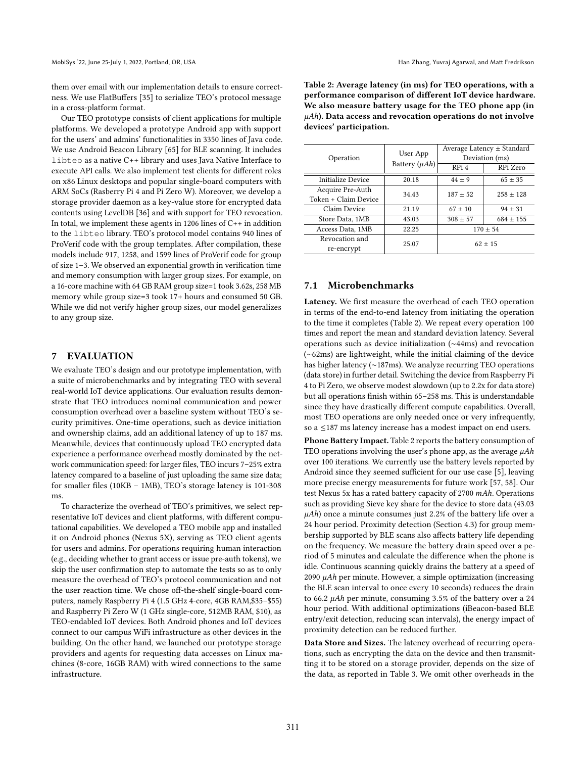them over email with our implementation details to ensure correctness. We use FlatBuffers [35] to serialize TEO's protocol message in a cross-platform format.

Our TEO prototype consists of client applications for multiple platforms. We developed a prototype Android app with support for the users' and admins' functionalities in 3350 lines of Java code. We use Android Beacon Library [65] for BLE scanning. It includes `libteo` as a native C++ library and uses Java Native Interface to execute API calls. We also implement test clients for different roles on x86 Linux desktops and popular single-board computers with ARM SoCs (Rasberry Pi 4 and Pi Zero W). Moreover, we develop a storage provider daemon as a key-value store for encrypted data contents using LevelDB [36] and with support for TEO revocation. In total, we implement these agents in 1206 lines of C++ in addition to the `libteo` library. TEO's protocol model contains 940 lines of ProVerif code with the group templates. After compilation, these models include 917, 1258, and 1599 lines of ProVerif code for group of size 1–3. We observed an exponential growth in verification time and memory consumption with larger group sizes. For example, on a 16-core machine with 64 GB RAM group size=1 took 3.62s, 258 MB memory while group size=3 took 17+ hours and consumed 50 GB. While we did not verify higher group sizes, our model generalizes to any group size.

## 7 EVALUATION

We evaluate TEO's design and our prototype implementation, with a suite of microbenchmarks and by integrating TEO with several real-world IoT device applications. Our evaluation results demonstrate that TEO introduces nominal communication and power consumption overhead over a baseline system without TEO's security primitives. One-time operations, such as device initiation and ownership claims, add an additional latency of up to 187 ms. Meanwhile, devices that continuously upload TEO encrypted data experience a performance overhead mostly dominated by the network communication speed: for larger files, TEO incurs 7–25% extra latency compared to a baseline of just uploading the same size data; for smaller files (10KB – 1MB), TEO's storage latency is 101-308 ms.

To characterize the overhead of TEO's primitives, we select representative IoT devices and client platforms, with different computational capabilities. We developed a TEO mobile app and installed it on Android phones (Nexus 5X), serving as TEO client agents for users and admins. For operations requiring human interaction (e.g., deciding whether to grant access or issue pre-auth tokens), we skip the user confirmation step to automate the tests so as to only measure the overhead of TEO's protocol communication and not the user reaction time. We chose off-the-shelf single-board computers, namely Raspberry Pi 4 (1.5 GHz 4-core, 4GB RAM,$35–$55) and Raspberry Pi Zero W (1 GHz single-core, 512MB RAM, $10), as TEO-endabled IoT devices. Both Android phones and IoT devices connect to our campus WiFi infrastructure as other devices in the building. On the other hand, we launched our prototype storage providers and agents for requesting data accesses on Linux machines (8-core, 16GB RAM) with wired connections to the same infrastructure.

**Table 2: Average latency (in ms) for TEO operations, with a performance comparison of different IoT device hardware. We also measure battery usage for the TEO phone app (in $\mu Ah$). Data access and revocation operations do not involve devices' participation.**

| Operation | User App Battery ($\mu Ah$) | Average Latency ± Standard Deviation (ms) | |
|---|---|---|---|
| | | RPi 4 | RPi Zero |
| Initialize Device | 20.18 | 44 ± 9 | 65 ± 35 |
| Acquire Pre-Auth Token + Claim Device | 34.43 | 187 ± 52 | 258 ± 128 |
| Claim Device | 21.19 | 67 ± 10 | 94 ± 31 |
| Store Data, 1MB | 43.03 | 308 ± 57 | 684 ± 155 |
| Access Data, 1MB | 22.25 | 170 ± 54 | |
| Revocation and re-encrypt | 25.07 | 62 ± 15 | |

### 7.1 Microbenchmarks

**Latency.** We first measure the overhead of each TEO operation in terms of the end-to-end latency from initiating the operation to the time it completes (Table 2). We repeat every operation 100 times and report the mean and standard deviation latency. Several operations such as device initialization (~44ms) and revocation (~62ms) are lightweight, while the initial claiming of the device has higher latency (~187ms). We analyze recurring TEO operations (data store) in further detail. Switching the device from Raspberry Pi 4 to Pi Zero, we observe modest slowdown (up to 2.2x for data store) but all operations finish within 65–258 ms. This is understandable since they have drastically different compute capabilities. Overall, most TEO operations are only needed once or very infrequently, so a ≤187 ms latency increase has a modest impact on end users.

**Phone Battery Impact.** Table 2 reports the battery consumption of TEO operations involving the user's phone app, as the average $\mu Ah$ over 100 iterations. We currently use the battery levels reported by Android since they seemed sufficient for our use case [5], leaving more precise energy measurements for future work [57, 58]. Our test Nexus 5x has a rated battery capacity of 2700 $mAh$. Operations such as providing Sieve key share for the device to store data (43.03 $\mu Ah$) once a minute consumes just 2.2% of the battery life over a 24 hour period. Proximity detection (Section 4.3) for group membership supported by BLE scans also affects battery life depending on the frequency. We measure the battery drain speed over a period of 5 minutes and calculate the difference when the phone is idle. Continuous scanning quickly drains the battery at a speed of 2090 $\mu Ah$ per minute. However, a simple optimization (increasing the BLE scan interval to once every 10 seconds) reduces the drain to 66.2 $\mu Ah$ per minute, consuming 3.5% of the battery over a 24 hour period. With additional optimizations (iBeacon-based BLE entry/exit detection, reducing scan intervals), the energy impact of proximity detection can be reduced further.

**Data Store and Sizes.** The latency overhead of recurring operations, such as encrypting the data on the device and then transmitting it to be stored on a storage provider, depends on the size of the data, as reported in Table 3. We omit other overheads in the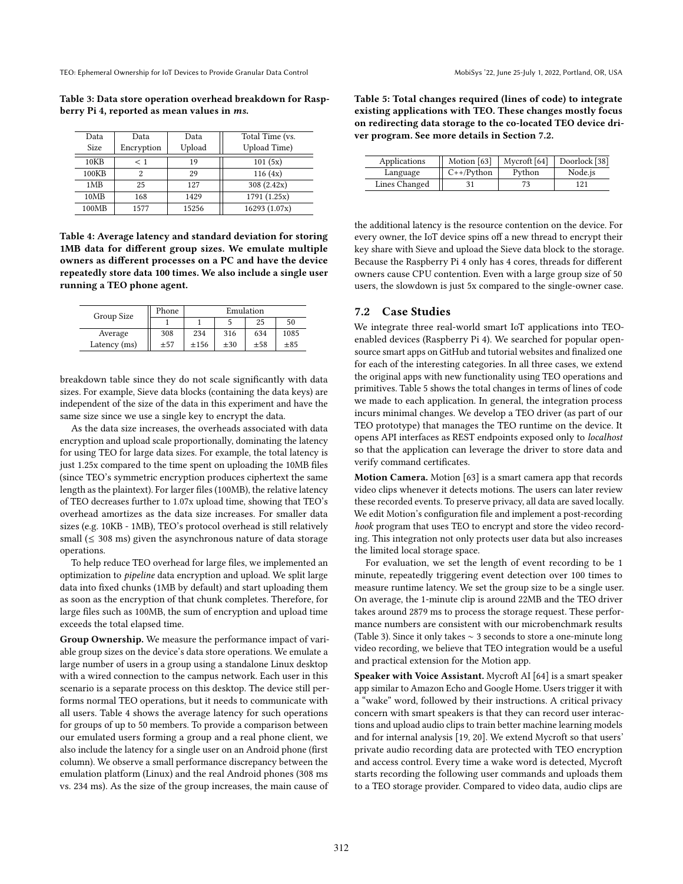Table 3: Data store operation overhead breakdown for Raspberry Pi 4, reported as mean values in *ms*.

| Data Size | Data Encryption | Data Upload | Total Time (vs. Upload Time) |
|---|---|---|---|
| 10KB | < 1 | 19 | 101 (5x) |
| 100KB | 2 | 29 | 116 (4x) |
| 1MB | 25 | 127 | 308 (2.42x) |
| 10MB | 168 | 1429 | 1791 (1.25x) |
| 100MB | 1577 | 15256 | 16293 (1.07x) |

Table 4: Average latency and standard deviation for storing 1MB data for different group sizes. We emulate multiple owners as different processes on a PC and have the device repeatedly store data 100 times. We also include a single user running a TEO phone agent.

| Group Size | Phone | Emulation | | | |
|---|---|---|---|---|---|
| | 1 | 1 | 5 | 25 | 50 |
| Average Latency (ms) | 308 ±57 | 234 ±156 | 316 ±30 | 634 ±58 | 1085 ±85 |

breakdown table since they do not scale significantly with data sizes. For example, Sieve data blocks (containing the data keys) are independent of the size of the data in this experiment and have the same size since we use a single key to encrypt the data.

As the data size increases, the overheads associated with data encryption and upload scale proportionally, dominating the latency for using TEO for large data sizes. For example, the total latency is just 1.25x compared to the time spent on uploading the 10MB files (since TEO's symmetric encryption produces ciphertext the same length as the plaintext). For larger files (100MB), the relative latency of TEO decreases further to 1.07x upload time, showing that TEO's overhead amortizes as the data size increases. For smaller data sizes (e.g. 10KB - 1MB), TEO's protocol overhead is still relatively small (≤ 308 ms) given the asynchronous nature of data storage operations.

To help reduce TEO overhead for large files, we implemented an optimization to *pipeline* data encryption and upload. We split large data into fixed chunks (1MB by default) and start uploading them as soon as the encryption of that chunk completes. Therefore, for large files such as 100MB, the sum of encryption and upload time exceeds the total elapsed time.

**Group Ownership.** We measure the performance impact of variable group sizes on the device's data store operations. We emulate a large number of users in a group using a standalone Linux desktop with a wired connection to the campus network. Each user in this scenario is a separate process on this desktop. The device still performs normal TEO operations, but it needs to communicate with all users. Table 4 shows the average latency for such operations for groups of up to 50 members. To provide a comparison between our emulated users forming a group and a real phone client, we also include the latency for a single user on an Android phone (first column). We observe a small performance discrepancy between the emulation platform (Linux) and the real Android phones (308 ms vs. 234 ms). As the size of the group increases, the main cause of the additional latency is the resource contention on the device. For every owner, the IoT device spins off a new thread to encrypt their key share with Sieve and upload the Sieve data block to the storage. Because the Raspberry Pi 4 only has 4 cores, threads for different owners cause CPU contention. Even with a large group size of 50 users, the slowdown is just 5x compared to the single-owner case.

Table 5: Total changes required (lines of code) to integrate existing applications with TEO. These changes mostly focus on redirecting data storage to the co-located TEO device driver program. See more details in Section 7.2.

| Applications | Motion [63] | Mycroft [64] | Doorlock [38] |
|---|---|---|---|
| Language | C++/Python | Python | Node.js |
| Lines Changed | 31 | 73 | 121 |

## 7.2 Case Studies

We integrate three real-world smart IoT applications into TEO-enabled devices (Raspberry Pi 4). We searched for popular open-source smart apps on GitHub and tutorial websites and finalized one for each of the interesting categories. In all three cases, we extend the original apps with new functionality using TEO operations and primitives. Table 5 shows the total changes in terms of lines of code we made to each application. In general, the integration process incurs minimal changes. We develop a TEO driver (as part of our TEO prototype) that manages the TEO runtime on the device. It opens API interfaces as REST endpoints exposed only to *localhost* so that the application can leverage the driver to store data and verify command certificates.

**Motion Camera.** Motion [63] is a smart camera app that records video clips whenever it detects motions. The users can later review these recorded events. To preserve privacy, all data are saved locally. We edit Motion's configuration file and implement a post-recording *hook* program that uses TEO to encrypt and store the video recording. This integration not only protects user data but also increases the limited local storage space.

For evaluation, we set the length of event recording to be 1 minute, repeatedly triggering event detection over 100 times to measure runtime latency. We set the group size to be a single user. On average, the 1-minute clip is around 22MB and the TEO driver takes around 2879 ms to process the storage request. These performance numbers are consistent with our microbenchmark results (Table 3). Since it only takes ∼ 3 seconds to store a one-minute long video recording, we believe that TEO integration would be a useful and practical extension for the Motion app.

**Speaker with Voice Assistant.** Mycroft AI [64] is a smart speaker app similar to Amazon Echo and Google Home. Users trigger it with a "wake" word, followed by their instructions. A critical privacy concern with smart speakers is that they can record user interactions and upload audio clips to train better machine learning models and for internal analysis [19, 20]. We extend Mycroft so that users' private audio recording data are protected with TEO encryption and access control. Every time a wake word is detected, Mycroft starts recording the following user commands and uploads them to a TEO storage provider. Compared to video data, audio clips are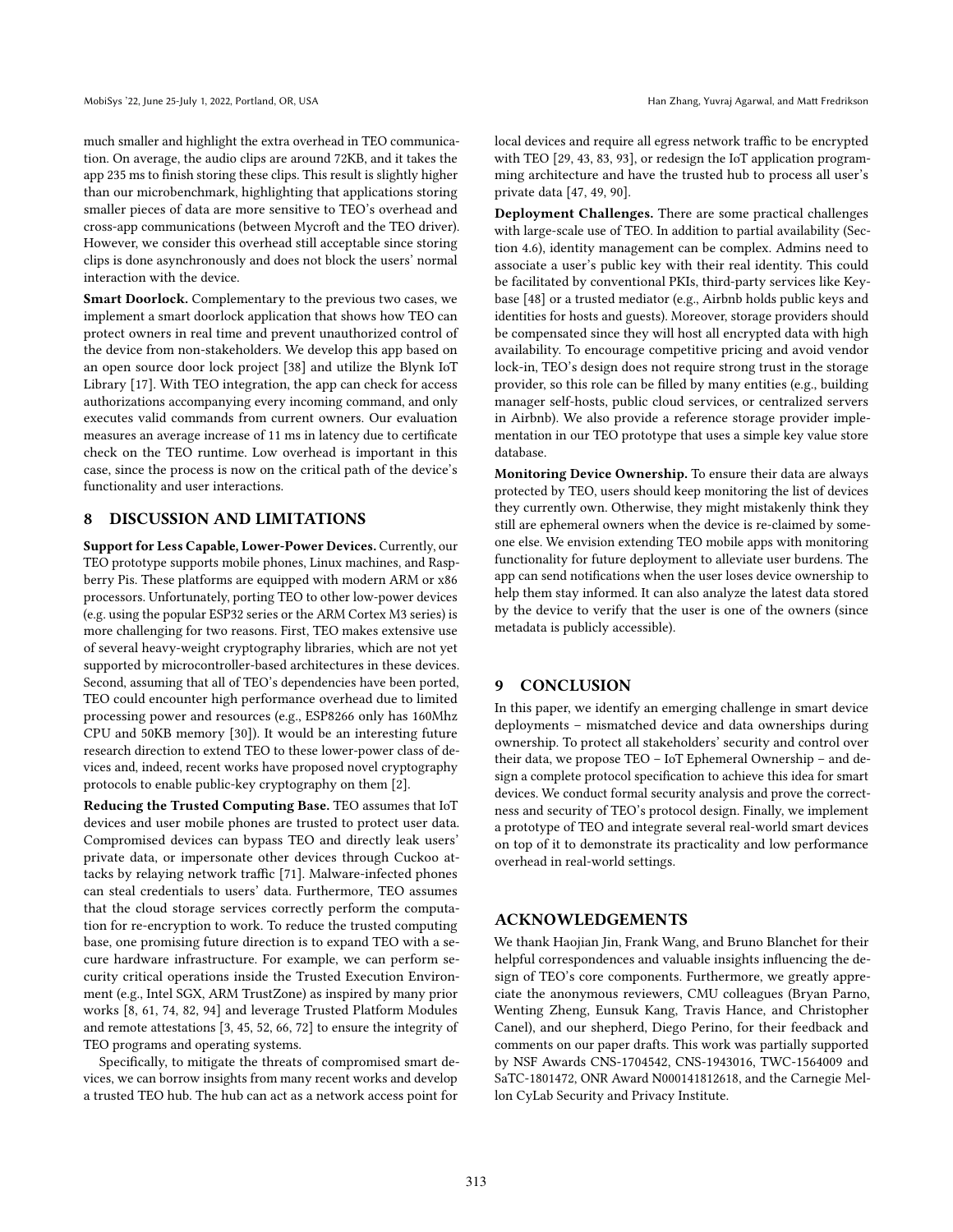much smaller and highlight the extra overhead in TEO communication. On average, the audio clips are around 72KB, and it takes the app 235 ms to finish storing these clips. This result is slightly higher than our microbenchmark, highlighting that applications storing smaller pieces of data are more sensitive to TEO's overhead and cross-app communications (between Mycroft and the TEO driver). However, we consider this overhead still acceptable since storing clips is done asynchronously and does not block the users' normal interaction with the device.

**Smart Doorlock.** Complementary to the previous two cases, we implement a smart doorlock application that shows how TEO can protect owners in real time and prevent unauthorized control of the device from non-stakeholders. We develop this app based on an open source door lock project [38] and utilize the Blynk IoT Library [17]. With TEO integration, the app can check for access authorizations accompanying every incoming command, and only executes valid commands from current owners. Our evaluation measures an average increase of 11 ms in latency due to certificate check on the TEO runtime. Low overhead is important in this case, since the process is now on the critical path of the device's functionality and user interactions.

## 8 DISCUSSION AND LIMITATIONS

**Support for Less Capable, Lower-Power Devices.** Currently, our TEO prototype supports mobile phones, Linux machines, and Raspberry Pis. These platforms are equipped with modern ARM or x86 processors. Unfortunately, porting TEO to other low-power devices (e.g. using the popular ESP32 series or the ARM Cortex M3 series) is more challenging for two reasons. First, TEO makes extensive use of several heavy-weight cryptography libraries, which are not yet supported by microcontroller-based architectures in these devices. Second, assuming that all of TEO's dependencies have been ported, TEO could encounter high performance overhead due to limited processing power and resources (e.g., ESP8266 only has 160Mhz CPU and 50KB memory [30]). It would be an interesting future research direction to extend TEO to these lower-power class of devices and, indeed, recent works have proposed novel cryptography protocols to enable public-key cryptography on them [2].

**Reducing the Trusted Computing Base.** TEO assumes that IoT devices and user mobile phones are trusted to protect user data. Compromised devices can bypass TEO and directly leak users' private data, or impersonate other devices through Cuckoo attacks by relaying network traffic [71]. Malware-infected phones can steal credentials to users' data. Furthermore, TEO assumes that the cloud storage services correctly perform the computation for re-encryption to work. To reduce the trusted computing base, one promising future direction is to expand TEO with a secure hardware infrastructure. For example, we can perform security critical operations inside the Trusted Execution Environment (e.g., Intel SGX, ARM TrustZone) as inspired by many prior works [8, 61, 74, 82, 94] and leverage Trusted Platform Modules and remote attestations [3, 45, 52, 66, 72] to ensure the integrity of TEO programs and operating systems.

Specifically, to mitigate the threats of compromised smart devices, we can borrow insights from many recent works and develop a trusted TEO hub. The hub can act as a network access point for local devices and require all egress network traffic to be encrypted with TEO [29, 43, 83, 93], or redesign the IoT application programming architecture and have the trusted hub to process all user's private data [47, 49, 90].

**Deployment Challenges.** There are some practical challenges with large-scale use of TEO. In addition to partial availability (Section 4.6), identity management can be complex. Admins need to associate a user's public key with their real identity. This could be facilitated by conventional PKIs, third-party services like Keybase [48] or a trusted mediator (e.g., Airbnb holds public keys and identities for hosts and guests). Moreover, storage providers should be compensated since they will host all encrypted data with high availability. To encourage competitive pricing and avoid vendor lock-in, TEO's design does not require strong trust in the storage provider, so this role can be filled by many entities (e.g., building manager self-hosts, public cloud services, or centralized servers in Airbnb). We also provide a reference storage provider implementation in our TEO prototype that uses a simple key value store database.

**Monitoring Device Ownership.** To ensure their data are always protected by TEO, users should keep monitoring the list of devices they currently own. Otherwise, they might mistakenly think they still are ephemeral owners when the device is re-claimed by someone else. We envision extending TEO mobile apps with monitoring functionality for future deployment to alleviate user burdens. The app can send notifications when the user loses device ownership to help them stay informed. It can also analyze the latest data stored by the device to verify that the user is one of the owners (since metadata is publicly accessible).

## 9 CONCLUSION

In this paper, we identify an emerging challenge in smart device deployments – mismatched device and data ownerships during ownership. To protect all stakeholders' security and control over their data, we propose TEO – IoT Ephemeral Ownership – and design a complete protocol specification to achieve this idea for smart devices. We conduct formal security analysis and prove the correctness and security of TEO's protocol design. Finally, we implement a prototype of TEO and integrate several real-world smart devices on top of it to demonstrate its practicality and low performance overhead in real-world settings.

## ACKNOWLEDGEMENTS

We thank Haojian Jin, Frank Wang, and Bruno Blanchet for their helpful correspondences and valuable insights influencing the design of TEO's core components. Furthermore, we greatly appreciate the anonymous reviewers, CMU colleagues (Bryan Parno, Wenting Zheng, Eunsuk Kang, Travis Hance, and Christopher Canel), and our shepherd, Diego Perino, for their feedback and comments on our paper drafts. This work was partially supported by NSF Awards CNS-1704542, CNS-1943016, TWC-1564009 and SaTC-1801472, ONR Award N000141812618, and the Carnegie Mellon CyLab Security and Privacy Institute.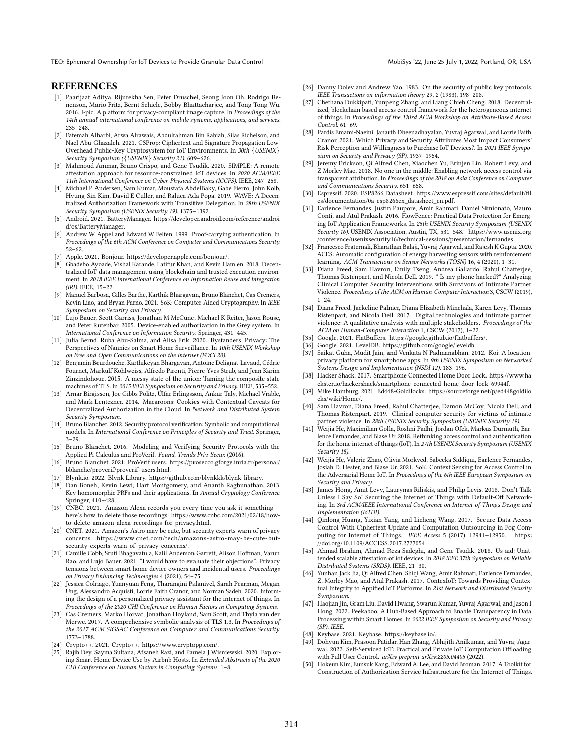## REFERENCES

[1] Paarijaat Aditya, Rijurekha Sen, Peter Druschel, Seong Joon Oh, Rodrigo Benenson, Mario Fritz, Bernt Schiele, Bobby Bhattacharjee, and Tong Tong Wu. 2016. I-pic: A platform for privacy-compliant image capture. In *Proceedings of the 14th annual international conference on mobile systems, applications, and services*. 235–248.

[2] Fatemah Alharbi, Arwa Alrawais, Abdulrahman Bin Rabiah, Silas Richelson, and Nael Abu-Ghazaleh. 2021. CSProp: Ciphertext and Signature Propagation Low-Overhead Public-Key Cryptosystem for IoT Environments. In *30th {USENIX} Security Symposium ({USENIX} Security 21)*. 609–626.

[3] Mahmoud Ammar, Bruno Crispo, and Gene Tsudik. 2020. SIMPLE: A remote attestation approach for resource-constrained IoT devices. In *2020 ACM/IEEE 11th International Conference on Cyber-Physical Systems (ICCPS)*. IEEE, 247–258.

[4] Michael P Andersen, Sam Kumar, Moustafa AbdelBaky, Gabe Fierro, John Kolb, Hyung-Sin Kim, David E Culler, and Raluca Ada Popa. 2019. WAVE: A Decentralized Authorization Framework with Transitive Delegation. In *28th USENIX Security Symposium (USENIX Security 19)*. 1375–1392.

[5] Android. 2021. BatteryManager. https://developer.android.com/reference/android/os/BatteryManager.

[6] Andrew W Appel and Edward W Felten. 1999. Proof-carrying authentication. In *Proceedings of the 6th ACM Conference on Computer and Communications Security*. 52–62.

[7] Apple. 2021. Bonjour. https://developer.apple.com/bonjour/.

[8] Gbadebo Ayoade, Vishal Karande, Latifur Khan, and Kevin Hamlen. 2018. Decentralized IoT data management using blockchain and trusted execution environment. In *2018 IEEE International Conference on Information Reuse and Integration (IRI)*. IEEE, 15–22.

[9] Manuel Barbosa, Gilles Barthe, Karthik Bhargavan, Bruno Blanchet, Cas Cremers, Kevin Liao, and Bryan Parno. 2021. SoK: Computer-Aided Cryptography. In *IEEE Symposium on Security and Privacy*.

[10] Lujo Bauer, Scott Garriss, Jonathan M McCune, Michael K Reiter, Jason Rouse, and Peter Rutenbar. 2005. Device-enabled authorization in the Grey system. In *International Conference on Information Security*. Springer, 431–445.

[11] Julia Bernd, Ruba Abu-Salma, and Alisa Frik. 2020. Bystanders' Privacy: The Perspectives of Nannies on Smart Home Surveillance. In *10th USENIX Workshop on Free and Open Communications on the Internet (FOCI 20)*.

[12] Benjamin Beurdouche, Karthikeyan Bhargavan, Antoine Delignat-Lavaud, Cédric Fournet, Markulf Kohlweiss, Alfredo Pironti, Pierre-Yves Strub, and Jean Karim Zinzindohoue. 2015. A messy state of the union: Taming the composite state machines of TLS. In *2015 IEEE Symposium on Security and Privacy*. IEEE, 535–552.

[13] Arnar Birgisson, Joe Gibbs Politz, Úlfar Erlingsson, Ankur Taly, Michael Vrable, and Mark Lentczner. 2014. Macaroons: Cookies with Contextual Caveats for Decentralized Authorization in the Cloud. In *Network and Distributed System Security Symposium*.

[14] Bruno Blanchet. 2012. Security protocol verification: Symbolic and computational models. In *International Conference on Principles of Security and Trust*. Springer, 3–29.

[15] Bruno Blanchet. 2016. Modeling and Verifying Security Protocols with the Applied Pi Calculus and ProVerif. *Found. Trends Priv. Secur.* (2016).

[16] Bruno Blanchet. 2021. ProVerif users. https://prosecco.gforge.inria.fr/personal/bblanche/proverif/proverif-users.html.

[17] Blynk.io. 2022. Blynk Library. https://github.com/blynkkk/blynk-library.

[18] Dan Boneh, Kevin Lewi, Hart Montgomery, and Ananth Raghunathan. 2013. Key homomorphic PRFs and their applications. In *Annual Cryptology Conference*. Springer, 410–428.

[19] CNBC. 2021. Amazon Alexa records you every time you ask it something — here's how to delete those recordings. https://www.cnbc.com/2021/02/18/how-to-delete-amazon-alexa-recordings-for-privacy.html.

[20] CNET. 2021. Amazon's Astro may be cute, but security experts warn of privacy concerns. https://www.cnet.com/tech/amazons-astro-may-be-cute-but-security-experts-warn-of-privacy-concerns/.

[21] Camille Cobb, Sruti Bhagavatula, Kalil Anderson Garrett, Alison Hoffman, Varun Rao, and Lujo Bauer. 2021. "I would have to evaluate their objections": Privacy tensions between smart home device owners and incidental users. *Proceedings on Privacy Enhancing Technologies* 4 (2021), 54–75.

[22] Jessica Colnago, Yuanyuan Feng, Tharangini Palanivel, Sarah Pearman, Megan Ung, Alessandro Acquisti, Lorrie Faith Cranor, and Norman Sadeh. 2020. Informing the design of a personalized privacy assistant for the internet of things. In *Proceedings of the 2020 CHI Conference on Human Factors in Computing Systems*.

[23] Cas Cremers, Marko Horvat, Jonathan Hoyland, Sam Scott, and Thyla van der Merwe. 2017. A comprehensive symbolic analysis of TLS 1.3. In *Proceedings of the 2017 ACM SIGSAC Conference on Computer and Communications Security*. 1773–1788.

[24] Crypto++. 2021. Crypto++. https://www.cryptopp.com/.

[25] Rajib Dey, Sayma Sultana, Afsaneh Razi, and Pamela J Wisniewski. 2020. Exploring Smart Home Device Use by Airbnb Hosts. In *Extended Abstracts of the 2020 CHI Conference on Human Factors in Computing Systems*. 1–8.

[26] Danny Dolev and Andrew Yao. 1983. On the security of public key protocols. *IEEE Transactions on information theory* 29, 2 (1983), 198–208.

[27] Chethana Dukkipati, Yunpeng Zhang, and Liang Chieh Cheng. 2018. Decentralized, blockchain based access control framework for the heterogeneous internet of things. In *Proceedings of the Third ACM Workshop on Attribute-Based Access Control*. 61–69.

[28] Pardis Emami-Naeini, Janarth Dheenadhayalan, Yuvraj Agarwal, and Lorrie Faith Cranor. 2021. Which Privacy and Security Attributes Most Impact Consumers' Risk Perception and Willingness to Purchase IoT Devices?. In *2021 IEEE Symposium on Security and Privacy (SP)*. 1937–1954.

[29] Jeremy Erickson, Qi Alfred Chen, Xiaochen Yu, Erinjen Lin, Robert Levy, and Z Morley Mao. 2018. No one in the middle: Enabling network access control via transparent attribution. In *Proceedings of the 2018 on Asia Conference on Computer and Communications Security*. 651–658.

[30] Espressif. 2020. ESP8266 Datasheet. https://www.espressif.com/sites/default/files/documentation/0a-esp8266ex_datasheet_en.pdf.

[31] Earlence Fernandes, Justin Paupore, Amir Rahmati, Daniel Simionato, Mauro Conti, and Atul Prakash. 2016. FlowFence: Practical Data Protection for Emerging IoT Application Frameworks. In *25th USENIX Security Symposium (USENIX Security 16)*. USENIX Association, Austin, TX, 531–548. https://www.usenix.org/conference/usenixsecurity16/technical-sessions/presentation/fernandes

[32] Francesco Fraternali, Bharathan Balaji, Yuvraj Agarwal, and Rajesh K Gupta. 2020. ACES: Automatic configuration of energy harvesting sensors with reinforcement learning. *ACM Transactions on Sensor Networks (TOSN)* 16, 4 (2020), 1–31.

[33] Diana Freed, Sam Havron, Emily Tseng, Andrea Gallardo, Rahul Chatterjee, Thomas Ristenpart, and Nicola Dell. 2019. " Is my phone hacked?" Analyzing Clinical Computer Security Interventions with Survivors of Intimate Partner Violence. *Proceedings of the ACM on Human-Computer Interaction* 3, CSCW (2019), 1–24.

[34] Diana Freed, Jackeline Palmer, Diana Elizabeth Minchala, Karen Levy, Thomas Ristenpart, and Nicola Dell. 2017. Digital technologies and intimate partner violence: A qualitative analysis with multiple stakeholders. *Proceedings of the ACM on Human-Computer Interaction* 1, CSCW (2017), 1–22.

[35] Google. 2021. FlatBuffers. https://google.github.io/flatbuffers/.

[36] Google. 2021. LevelDB. https://github.com/google/leveldb.

[37] Saikat Guha, Mudit Jain, and Venkata N Padmanabhan. 2012. Koi: A location-privacy platform for smartphone apps. In *9th USENIX Symposium on Networked Systems Design and Implementation (NSDI 12)*. 183–196.

[38] Hacker Shack. 2017. Smartphone Connected Home Door Lock. https://www.hackster.io/hackershack/smartphone-connected-home-door-lock-69944f.

[39] Mike Hamburg. 2021. Ed448-Goldilocks. https://sourceforge.net/p/ed448goldilocks/wiki/Home/.

[40] Sam Havron, Diana Freed, Rahul Chatterjee, Damon McCoy, Nicola Dell, and Thomas Ristenpart. 2019. Clinical computer security for victims of intimate partner violence. In *28th USENIX Security Symposium (USENIX Security 19)*.

[41] Weijia He, Maximilian Golla, Roshni Padhi, Jordan Ofek, Markus Dürmuth, Earlence Fernandes, and Blase Ur. 2018. Rethinking access control and authentication for the home internet of things (IoT). In *27th USENIX Security Symposium (USENIX Security 18)*.

[42] Weijia He, Valerie Zhao, Olivia Morkved, Sabeeka Siddiqui, Earlence Fernandes, Josiah D. Hester, and Blase Ur. 2021. SoK: Context Sensing for Access Control in the Adversarial Home IoT. In *Proceedings of the 6th IEEE European Symposium on Security and Privacy*.

[43] James Hong, Amit Levy, Laurynas Riliskis, and Philip Levis. 2018. Don't Talk Unless I Say So! Securing the Internet of Things with Default-Off Networking. In *3rd ACM/IEEE International Conference on Internet-of-Things Design and Implementation (IoTDI)*.

[44] Qinlong Huang, Yixian Yang, and Licheng Wang. 2017. Secure Data Access Control With Ciphertext Update and Computation Outsourcing in Fog Computing for Internet of Things. *IEEE Access* 5 (2017), 12941–12950. https://doi.org/10.1109/ACCESS.2017.2727054

[45] Ahmad Ibrahim, Ahmad-Reza Sadeghi, and Gene Tsudik. 2018. Us-aid: Unattended scalable attestation of iot devices. In *2018 IEEE 37th Symposium on Reliable Distributed Systems (SRDS)*. IEEE, 21–30.

[46] Yunhan Jack Jia, Qi Alfred Chen, Shiqi Wang, Amir Rahmati, Earlence Fernandes, Z. Morley Mao, and Atul Prakash. 2017. ContexIoT: Towards Providing Contextual Integrity to Appified IoT Platforms. In *21st Network and Distributed Security Symposium*.

[47] Haojian Jin, Gram Liu, David Hwang, Swarun Kumar, Yuvraj Agarwal, and Jason I Hong. 2022. Peekaboo: A Hub-Based Approach to Enable Transparency in Data Processing within Smart Homes. In *2022 IEEE Symposium on Security and Privacy (SP)*. IEEE.

[48] Keybase. 2021. Keybase. https://keybase.io/.

[49] Dohyun Kim, Prasoon Patidar, Han Zhang, Abhijith Anilkumar, and Yuvraj Agarwal. 2022. Self-Serviced IoT: Practical and Private IoT Computation Offloading with Full User Control. *arXiv preprint arXiv:2205.04405* (2022).

[50] Hokeun Kim, Eunsuk Kang, Edward A. Lee, and David Broman. 2017. A Toolkit for Construction of Authorization Service Infrastructure for the Internet of Things.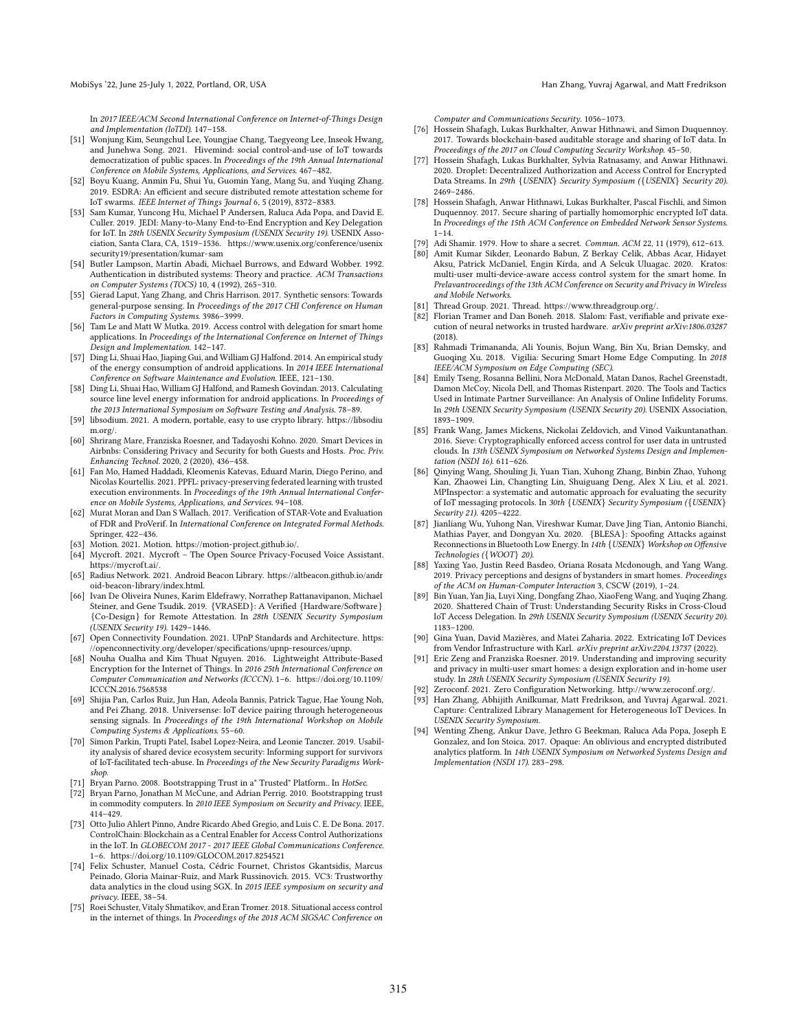In *2017 IEEE/ACM Second International Conference on Internet-of-Things Design and Implementation (IoTDI)*. 147–158.

[51] Wonjung Kim, Seungchul Lee, Youngjae Chang, Taegyeong Lee, Inseok Hwang, and Junehwa Song. 2021. Hivemind: social control-and-use of IoT towards democratization of public spaces. In *Proceedings of the 19th Annual International Conference on Mobile Systems, Applications, and Services*. 467–482.

[52] Boyu Kuang, Anmin Fu, Shui Yu, Guomin Yang, Mang Su, and Yuqing Zhang. 2019. ESDRA: An efficient and secure distributed remote attestation scheme for IoT swarms. *IEEE Internet of Things Journal* 6, 5 (2019), 8372–8383.

[53] Sam Kumar, Yuncong Hu, Michael P Andersen, Raluca Ada Popa, and David E. Culler. 2019. JEDI: Many-to-Many End-to-End Encryption and Key Delegation for IoT. In *28th USENIX Security Symposium (USENIX Security 19)*. USENIX Association, Santa Clara, CA, 1519–1536. https://www.usenix.org/conference/usenixsecurity19/presentation/kumar-sam

[54] Butler Lampson, Martín Abadi, Michael Burrows, and Edward Wobber. 1992. Authentication in distributed systems: Theory and practice. *ACM Transactions on Computer Systems (TOCS)* 10, 4 (1992), 265–310.

[55] Gierad Laput, Yang Zhang, and Chris Harrison. 2017. Synthetic sensors: Towards general-purpose sensing. In *Proceedings of the 2017 CHI Conference on Human Factors in Computing Systems*. 3986–3999.

[56] Tam Le and Matt W Mutka. 2019. Access control with delegation for smart home applications. In *Proceedings of the International Conference on Internet of Things Design and Implementation*. 142–147.

[57] Ding Li, Shuai Hao, Jiaping Gui, and William GJ Halfond. 2014. An empirical study of the energy consumption of android applications. In *2014 IEEE International Conference on Software Maintenance and Evolution*. IEEE, 121–130.

[58] Ding Li, Shuai Hao, William GJ Halfond, and Ramesh Govindan. 2013. Calculating source line level energy information for android applications. In *Proceedings of the 2013 International Symposium on Software Testing and Analysis*. 78–89.

[59] libsodium. 2021. A modern, portable, easy to use crypto library. https://libsodium.org/.

[60] Shrirang Mare, Franziska Roesner, and Tadayoshi Kohno. 2020. Smart Devices in Airbnbs: Considering Privacy and Security for both Guests and Hosts. *Proc. Priv. Enhancing Technol.* 2020, 2 (2020), 436–458.

[61] Fan Mo, Hamed Haddadi, Kleomenis Katevas, Eduard Marin, Diego Perino, and Nicolas Kourtellis. 2021. PPFL: privacy-preserving federated learning with trusted execution environments. In *Proceedings of the 19th Annual International Conference on Mobile Systems, Applications, and Services*. 94–108.

[62] Murat Moran and Dan S Wallach. 2017. Verification of STAR-Vote and Evaluation of FDR and ProVerif. In *International Conference on Integrated Formal Methods*. Springer, 422–436.

[63] Motion. 2021. Motion. https://motion-project.github.io/.

[64] Mycroft. 2021. Mycroft – The Open Source Privacy-Focused Voice Assistant. https://mycroft.ai/.

[65] Radius Network. 2021. Android Beacon Library. https://altbeacon.github.io/android-beacon-library/index.html.

[66] Ivan De Oliveira Nunes, Karim Eldefrawy, Norrathep Rattanavipanon, Michael Steiner, and Gene Tsudik. 2019. {VRASED}: A Verified {Hardware/Software} {Co-Design} for Remote Attestation. In *28th USENIX Security Symposium (USENIX Security 19)*. 1429–1446.

[67] Open Connectivity Foundation. 2021. UPnP Standards and Architecture. https://openconnectivity.org/developer/specifications/upnp-resources/upnp.

[68] Nouha Oualha and Kim Thuat Nguyen. 2016. Lightweight Attribute-Based Encryption for the Internet of Things. In *2016 25th International Conference on Computer Communication and Networks (ICCCN)*. 1–6. https://doi.org/10.1109/ICCCN.2016.7568538

[69] Shijia Pan, Carlos Ruiz, Jun Han, Adeola Bannis, Patrick Tague, Hae Young Noh, and Pei Zhang. 2018. Universense: IoT device pairing through heterogeneous sensing signals. In *Proceedings of the 19th International Workshop on Mobile Computing Systems & Applications*. 55–60.

[70] Simon Parkin, Trupti Patel, Isabel Lopez-Neira, and Leonie Tanczer. 2019. Usability analysis of shared device ecosystem security: Informing support for survivors of IoT-facilitated tech-abuse. In *Proceedings of the New Security Paradigms Workshop*.

[71] Bryan Parno. 2008. Bootstrapping Trust in a" Trusted" Platform.. In *HotSec*.

[72] Bryan Parno, Jonathan M McCune, and Adrian Perrig. 2010. Bootstrapping trust in commodity computers. In *2010 IEEE Symposium on Security and Privacy*. IEEE, 414–429.

[73] Otto Julio Ahlert Pinno, Andre Ricardo Abed Gregio, and Luis C. E. De Bona. 2017. ControlChain: Blockchain as a Central Enabler for Access Control Authorizations in the IoT. In *GLOBECOM 2017 - 2017 IEEE Global Communications Conference*. 1–6. https://doi.org/10.1109/GLOCOM.2017.8254521

[74] Felix Schuster, Manuel Costa, Cédric Fournet, Christos Gkantsidis, Marcus Peinado, Gloria Mainar-Ruiz, and Mark Russinovich. 2015. VC3: Trustworthy data analytics in the cloud using SGX. In *2015 IEEE symposium on security and privacy*. IEEE, 38–54.

[75] Roei Schuster, Vitaly Shmatikov, and Eran Tromer. 2018. Situational access control in the internet of things. In *Proceedings of the 2018 ACM SIGSAC Conference on Computer and Communications Security*. 1056–1073.

[76] Hossein Shafagh, Lukas Burkhalter, Anwar Hithnawi, and Simon Duquennoy. 2017. Towards blockchain-based auditable storage and sharing of IoT data. In *Proceedings of the 2017 on Cloud Computing Security Workshop*. 45–50.

[77] Hossein Shafagh, Lukas Burkhalter, Sylvia Ratnasamy, and Anwar Hithnawi. 2020. Droplet: Decentralized Authorization and Access Control for Encrypted Data Streams. In *29th {USENIX} Security Symposium ({USENIX} Security 20)*. 2469–2486.

[78] Hossein Shafagh, Anwar Hithnawi, Lukas Burkhalter, Pascal Fischli, and Simon Duquennoy. 2017. Secure sharing of partially homomorphic encrypted IoT data. In *Proceedings of the 15th ACM Conference on Embedded Network Sensor Systems*. 1–14.

[79] Adi Shamir. 1979. How to share a secret. *Commun. ACM* 22, 11 (1979), 612–613.

[80] Amit Kumar Sikder, Leonardo Babun, Z Berkay Celik, Abbas Acar, Hidayet Aksu, Patrick McDaniel, Engin Kirda, and A Selcuk Uluagac. 2020. Kratos: multi-user multi-device-aware access control system for the smart home. In *Prelavantroceedings of the 13th ACM Conference on Security and Privacy in Wireless and Mobile Networks*.

[81] Thread Group. 2021. Thread. https://www.threadgroup.org/.

[82] Florian Tramer and Dan Boneh. 2018. Slalom: Fast, verifiable and private execution of neural networks in trusted hardware. *arXiv preprint arXiv:1806.03287* (2018).

[83] Rahmadi Trimananda, Ali Younis, Bojun Wang, Bin Xu, Brian Demsky, and Guoqing Xu. 2018. Vigilia: Securing Smart Home Edge Computing. In *2018 IEEE/ACM Symposium on Edge Computing (SEC)*.

[84] Emily Tseng, Rosanna Bellini, Nora McDonald, Matan Danos, Rachel Greenstadt, Damon McCoy, Nicola Dell, and Thomas Ristenpart. 2020. The Tools and Tactics Used in Intimate Partner Surveillance: An Analysis of Online Infidelity Forums. In *29th USENIX Security Symposium (USENIX Security 20)*. USENIX Association, 1893–1909.

[85] Frank Wang, James Mickens, Nickolai Zeldovich, and Vinod Vaikuntanathan. 2016. Sieve: Cryptographically enforced access control for user data in untrusted clouds. In *13th USENIX Symposium on Networked Systems Design and Implementation (NSDI 16)*. 611–626.

[86] Qinying Wang, Shouling Ji, Yuan Tian, Xuhong Zhang, Binbin Zhao, Yuhong Kan, Zhaowei Lin, Changting Lin, Shuiguang Deng, Alex X Liu, et al. 2021. MPInspector: a systematic and automatic approach for evaluating the security of IoT messaging protocols. In *30th {USENIX} Security Symposium ({USENIX} Security 21)*. 4205–4222.

[87] Jianliang Wu, Yuhong Nan, Vireshwar Kumar, Dave Jing Tian, Antonio Bianchi, Mathias Payer, and Dongyan Xu. 2020. {BLESA}: Spoofing Attacks against Reconnections in Bluetooth Low Energy. In *14th {USENIX} Workshop on Offensive Technologies ({WOOT} 20)*.

[88] Yaxing Yao, Justin Reed Basdeo, Oriana Rosata Mcdonough, and Yang Wang. 2019. Privacy perceptions and designs of bystanders in smart homes. *Proceedings of the ACM on Human-Computer Interaction* 3, CSCW (2019), 1–24.

[89] Bin Yuan, Yan Jia, Luyi Xing, Dongfang Zhao, XiaoFeng Wang, and Yuqing Zhang. 2020. Shattered Chain of Trust: Understanding Security Risks in Cross-Cloud IoT Access Delegation. In *29th USENIX Security Symposium (USENIX Security 20)*. 1183–1200.

[90] Gina Yuan, David Mazières, and Matei Zaharia. 2022. Extricating IoT Devices from Vendor Infrastructure with Karl. *arXiv preprint arXiv:2204.13737* (2022).

[91] Eric Zeng and Franziska Roesner. 2019. Understanding and improving security and privacy in multi-user smart homes: a design exploration and in-home user study. In *28th USENIX Security Symposium (USENIX Security 19)*.

[92] Zeroconf. 2021. Zero Configuration Networking. http://www.zeroconf.org/.

[93] Han Zhang, Abhijith Anilkumar, Matt Fredrikson, and Yuvraj Agarwal. 2021. Capture: Centralized Library Management for Heterogeneous IoT Devices. In *USENIX Security Symposium*.

[94] Wenting Zheng, Ankur Dave, Jethro G Beekman, Raluca Ada Popa, Joseph E Gonzalez, and Ion Stoica. 2017. Opaque: An oblivious and encrypted distributed analytics platform. In *14th USENIX Symposium on Networked Systems Design and Implementation (NSDI 17)*. 283–298.